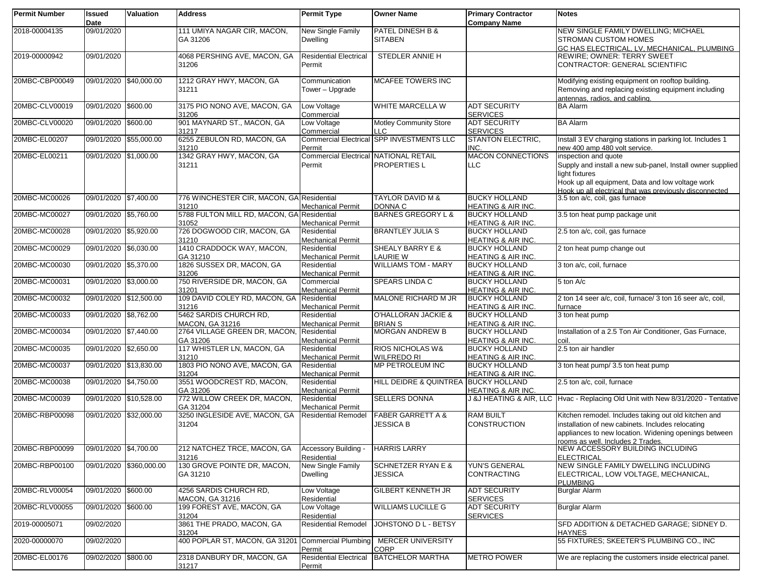| Permit Number | Issued Date | Valuation | Address | Permit Type | Owner Name | Primary Contractor Company Name | Notes |
|---|---|---|---|---|---|---|---|
| 2018-00004135 | 09/01/2020 | | 111 UMIYA NAGAR CIR, MACON, GA 31206 | New Single Family Dwelling | PATEL DINESH B & SITABEN | | NEW SINGLE FAMILY DWELLING; MICHAEL STROMAN CUSTOM HOMES GC HAS ELECTRICAL, LV, MECHANICAL, PLUMBING |
| 2019-00000942 | 09/01/2020 | | 4068 PERSHING AVE, MACON, GA 31206 | Residential Electrical Permit | STEDLER ANNIE H | | REWIRE; OWNER: TERRY SWEET CONTRACTOR: GENERAL SCIENTIFIC |
| 20MBC-CBP00049 | 09/01/2020 | $40,000.00 | 1212 GRAY HWY, MACON, GA 31211 | Communication Tower – Upgrade | MCAFEE TOWERS INC | | Modifying existing equipment on rooftop building. Removing and replacing existing equipment including antennas, radios, and cabling. |
| 20MBC-CLV00019 | 09/01/2020 | $600.00 | 3175 PIO NONO AVE, MACON, GA 31206 | Low Voltage Commercial | WHITE MARCELLA W | ADT SECURITY SERVICES | BA Alarm |
| 20MBC-CLV00020 | 09/01/2020 | $600.00 | 901 MAYNARD ST., MACON, GA 31217 | Low Voltage Commercial | Motley Community Store LLC | ADT SECURITY SERVICES | BA Alarm |
| 20MBC-EL00207 | 09/01/2020 | $55,000.00 | 6255 ZEBULON RD, MACON, GA 31210 | Commercial Electrical Permit | SPP INVESTMENTS LLC | STANTON ELECTRIC, INC. | Install 3 EV charging stations in parking lot. Includes 1 new 400 amp 480 volt service. |
| 20MBC-EL00211 | 09/01/2020 | $1,000.00 | 1342 GRAY HWY, MACON, GA 31211 | Commercial Electrical Permit | NATIONAL RETAIL PROPERTIES L | MACON CONNECTIONS LLC | inspection and quote Supply and install a new sub-panel, Install owner supplied light fixtures Hook up all equipment, Data and low voltage work Hook up all electrical that was previously disconnected |
| 20MBC-MC00026 | 09/01/2020 | $7,400.00 | 776 WINCHESTER CIR, MACON, GA 31210 | Residential Mechanical Permit | TAYLOR DAVID M & DONNA C | BUCKY HOLLAND HEATING & AIR INC. | 3.5 ton a/c, coil, gas furnace |
| 20MBC-MC00027 | 09/01/2020 | $5,760.00 | 5788 FULTON MILL RD, MACON, GA 31052 | Residential Mechanical Permit | BARNES GREGORY L & | BUCKY HOLLAND HEATING & AIR INC. | 3.5 ton heat pump package unit |
| 20MBC-MC00028 | 09/01/2020 | $5,920.00 | 726 DOGWOOD CIR, MACON, GA 31210 | Residential Mechanical Permit | BRANTLEY JULIA S | BUCKY HOLLAND HEATING & AIR INC. | 2.5 ton a/c, coil, gas furnace |
| 20MBC-MC00029 | 09/01/2020 | $6,030.00 | 1410 CRADDOCK WAY, MACON, GA 31210 | Residential Mechanical Permit | SHEALY BARRY E & LAURIE W | BUCKY HOLLAND HEATING & AIR INC. | 2 ton heat pump change out |
| 20MBC-MC00030 | 09/01/2020 | $5,370.00 | 1826 SUSSEX DR, MACON, GA 31206 | Residential Mechanical Permit | WILLIAMS TOM - MARY | BUCKY HOLLAND HEATING & AIR INC. | 3 ton a/c, coil, furnace |
| 20MBC-MC00031 | 09/01/2020 | $3,000.00 | 750 RIVERSIDE DR, MACON, GA 31201 | Commercial Mechanical Permit | SPEARS LINDA C | BUCKY HOLLAND HEATING & AIR INC. | 5 ton A/c |
| 20MBC-MC00032 | 09/01/2020 | $12,500.00 | 109 DAVID COLEY RD, MACON, GA 31216 | Residential Mechanical Permit | MALONE RICHARD M JR | BUCKY HOLLAND HEATING & AIR INC. | 2 ton 14 seer a/c, coil, furnace/ 3 ton 16 seer a/c, coil, furnace |
| 20MBC-MC00033 | 09/01/2020 | $8,762.00 | 5462 SARDIS CHURCH RD, MACON, GA 31216 | Residential Mechanical Permit | O'HALLORAN JACKIE & BRIAN S | BUCKY HOLLAND HEATING & AIR INC. | 3 ton heat pump |
| 20MBC-MC00034 | 09/01/2020 | $7,440.00 | 2764 VILLAGE GREEN DR, MACON, GA 31206 | Residential Mechanical Permit | MORGAN ANDREW B | BUCKY HOLLAND HEATING & AIR INC. | Installation of a 2.5 Ton Air Conditioner, Gas Furnace, coil. |
| 20MBC-MC00035 | 09/01/2020 | $2,650.00 | 117 WHISTLER LN, MACON, GA 31210 | Residential Mechanical Permit | RIOS NICHOLAS W& WILFREDO RI | BUCKY HOLLAND HEATING & AIR INC. | 2.5 ton air handler |
| 20MBC-MC00037 | 09/01/2020 | $13,830.00 | 1803 PIO NONO AVE, MACON, GA 31204 | Residential Mechanical Permit | MP PETROLEUM INC | BUCKY HOLLAND HEATING & AIR INC. | 3 ton heat pump/ 3.5 ton heat pump |
| 20MBC-MC00038 | 09/01/2020 | $4,750.00 | 3551 WOODCREST RD, MACON, GA 31206 | Residential Mechanical Permit | HILL DEIDRE & QUINTREA | BUCKY HOLLAND HEATING & AIR INC. | 2.5 ton a/c, coil, furnace |
| 20MBC-MC00039 | 09/01/2020 | $10,528.00 | 772 WILLOW CREEK DR, MACON, GA 31204 | Residential Mechanical Permit | SELLERS DONNA | J &J HEATING & AIR, LLC | Hvac - Replacing Old Unit with New 8/31/2020 - Tentative |
| 20MBC-RBP00098 | 09/01/2020 | $32,000.00 | 3250 INGLESIDE AVE, MACON, GA 31204 | Residential Remodel | FABER GARRETT A & JESSICA B | RAM BUILT CONSTRUCTION | Kitchen remodel. Includes taking out old kitchen and installation of new cabinets. Includes relocating appliances to new location. Widening openings between rooms as well. Includes 2 Trades. |
| 20MBC-RBP00099 | 09/01/2020 | $4,700.00 | 212 NATCHEZ TRCE, MACON, GA 31216 | Accessory Building - Residential | HARRIS LARRY | | NEW ACCESSORY BUILDING INCLUDING ELECTRICAL |
| 20MBC-RBP00100 | 09/01/2020 | $360,000.00 | 130 GROVE POINTE DR, MACON, GA 31210 | New Single Family Dwelling | SCHNETZER RYAN E & JESSICA | YUN'S GENERAL CONTRACTING | NEW SINGLE FAMILY DWELLING INCLUDING ELECTRICAL, LOW VOLTAGE, MECHANICAL, PLUMBING |
| 20MBC-RLV00054 | 09/01/2020 | $600.00 | 4256 SARDIS CHURCH RD, MACON, GA 31216 | Low Voltage Residential | GILBERT KENNETH JR | ADT SECURITY SERVICES | Burglar Alarm |
| 20MBC-RLV00055 | 09/01/2020 | $600.00 | 199 FOREST AVE, MACON, GA 31204 | Low Voltage Residential | WILLIAMS LUCILLE G | ADT SECURITY SERVICES | Burglar Alarm |
| 2019-00005071 | 09/02/2020 | | 3861 THE PRADO, MACON, GA 31204 | Residential Remodel | JOHSTONO D L - BETSY | | SFD ADDITION & DETACHED GARAGE; SIDNEY D. HAYNES |
| 2020-00000070 | 09/02/2020 | | 400 POPLAR ST, MACON, GA 31201 | Commercial Plumbing Permit | MERCER UNIVERSITY CORP | | 55 FIXTURES; SKEETER'S PLUMBING CO., INC |
| 20MBC-EL00176 | 09/02/2020 | $800.00 | 2318 DANBURY DR, MACON, GA 31217 | Residential Electrical Permit | BATCHELOR MARTHA | METRO POWER | We are replacing the customers inside electrical panel. |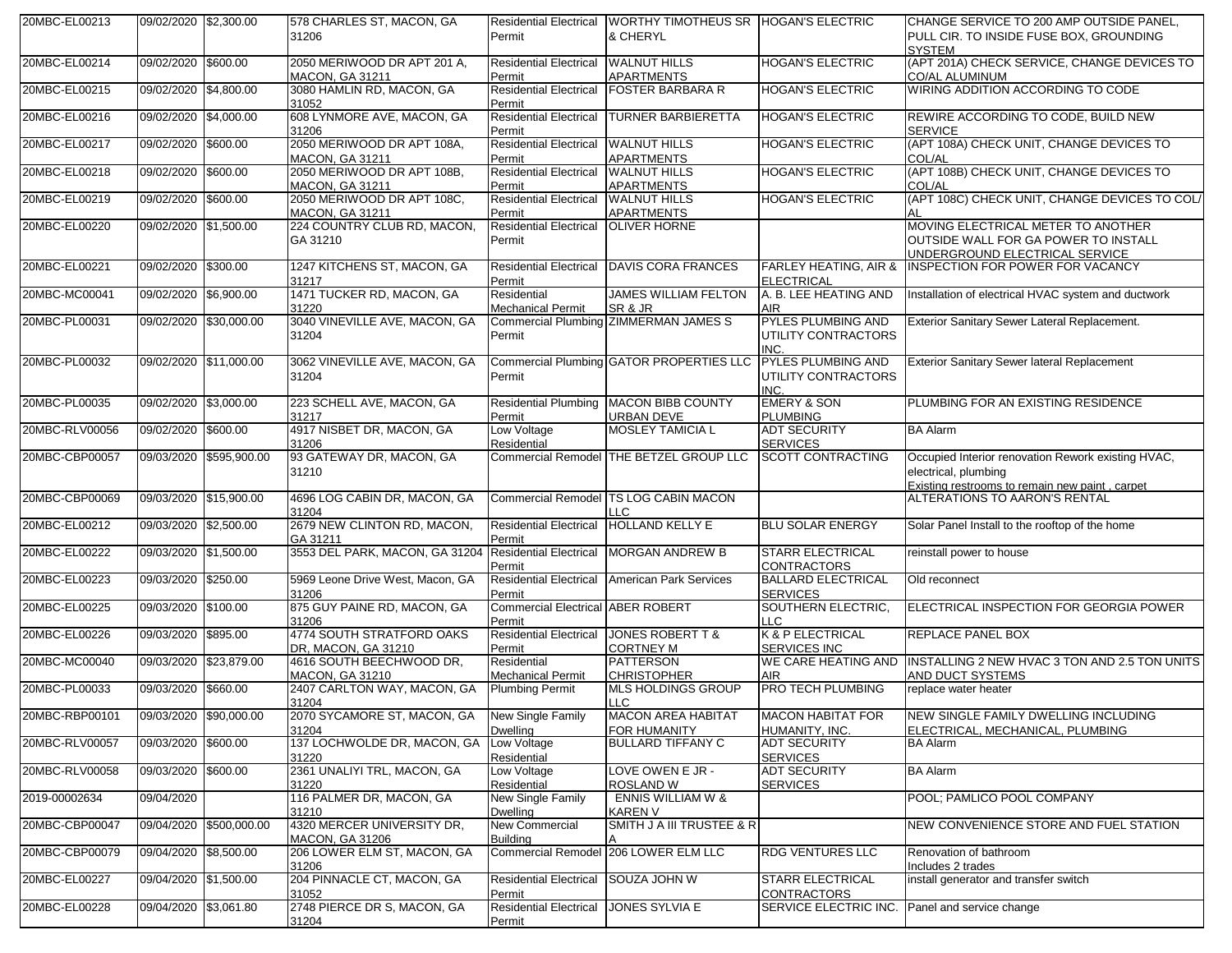| 20MBC-EL00213 | 09/02/2020 | $2,300.00 | 578 CHARLES ST, MACON, GA 31206 | Residential Electrical Permit | WORTHY TIMOTHEUS SR & CHERYL | HOGAN'S ELECTRIC | CHANGE SERVICE TO 200 AMP OUTSIDE PANEL, PULL CIR. TO INSIDE FUSE BOX, GROUNDING SYSTEM |
|---|---|---|---|---|---|---|---|
| 20MBC-EL00214 | 09/02/2020 | $600.00 | 2050 MERIWOOD DR APT 201 A, MACON, GA 31211 | Residential Electrical Permit | WALNUT HILLS APARTMENTS | HOGAN'S ELECTRIC | (APT 201A) CHECK SERVICE, CHANGE DEVICES TO CO/AL ALUMINUM |
| 20MBC-EL00215 | 09/02/2020 | $4,800.00 | 3080 HAMLIN RD, MACON, GA 31052 | Residential Electrical Permit | FOSTER BARBARA R | HOGAN'S ELECTRIC | WIRING ADDITION ACCORDING TO CODE |
| 20MBC-EL00216 | 09/02/2020 | $4,000.00 | 608 LYNMORE AVE, MACON, GA 31206 | Residential Electrical Permit | TURNER BARBIERETTA | HOGAN'S ELECTRIC | REWIRE ACCORDING TO CODE, BUILD NEW SERVICE |
| 20MBC-EL00217 | 09/02/2020 | $600.00 | 2050 MERIWOOD DR APT 108A, MACON, GA 31211 | Residential Electrical Permit | WALNUT HILLS APARTMENTS | HOGAN'S ELECTRIC | (APT 108A) CHECK UNIT, CHANGE DEVICES TO COL/AL |
| 20MBC-EL00218 | 09/02/2020 | $600.00 | 2050 MERIWOOD DR APT 108B, MACON, GA 31211 | Residential Electrical Permit | WALNUT HILLS APARTMENTS | HOGAN'S ELECTRIC | (APT 108B) CHECK UNIT, CHANGE DEVICES TO COL/AL |
| 20MBC-EL00219 | 09/02/2020 | $600.00 | 2050 MERIWOOD DR APT 108C, MACON, GA 31211 | Residential Electrical Permit | WALNUT HILLS APARTMENTS | HOGAN'S ELECTRIC | (APT 108C) CHECK UNIT, CHANGE DEVICES TO COL/AL |
| 20MBC-EL00220 | 09/02/2020 | $1,500.00 | 224 COUNTRY CLUB RD, MACON, GA 31210 | Residential Electrical Permit | OLIVER HORNE | | MOVING ELECTRICAL METER TO ANOTHER OUTSIDE WALL FOR GA POWER TO INSTALL UNDERGROUND ELECTRICAL SERVICE |
| 20MBC-EL00221 | 09/02/2020 | $300.00 | 1247 KITCHENS ST, MACON, GA 31217 | Residential Electrical Permit | DAVIS CORA FRANCES | FARLEY HEATING, AIR & ELECTRICAL | INSPECTION FOR POWER FOR VACANCY |
| 20MBC-MC00041 | 09/02/2020 | $6,900.00 | 1471 TUCKER RD, MACON, GA 31220 | Residential Mechanical Permit | JAMES WILLIAM FELTON SR & JR | A. B. LEE HEATING AND AIR | Installation of electrical HVAC system and ductwork |
| 20MBC-PL00031 | 09/02/2020 | $30,000.00 | 3040 VINEVILLE AVE, MACON, GA 31204 | Commercial Plumbing Permit | ZIMMERMAN JAMES S | PYLES PLUMBING AND UTILITY CONTRACTORS INC. | Exterior Sanitary Sewer Lateral Replacement. |
| 20MBC-PL00032 | 09/02/2020 | $11,000.00 | 3062 VINEVILLE AVE, MACON, GA 31204 | Commercial Plumbing Permit | GATOR PROPERTIES LLC | PYLES PLUMBING AND UTILITY CONTRACTORS INC. | Exterior Sanitary Sewer lateral Replacement |
| 20MBC-PL00035 | 09/02/2020 | $3,000.00 | 223 SCHELL AVE, MACON, GA 31217 | Residential Plumbing Permit | MACON BIBB COUNTY URBAN DEVE | EMERY & SON PLUMBING | PLUMBING FOR AN EXISTING RESIDENCE |
| 20MBC-RLV00056 | 09/02/2020 | $600.00 | 4917 NISBET DR, MACON, GA 31206 | Low Voltage Residential | MOSLEY TAMICIA L | ADT SECURITY SERVICES | BA Alarm |
| 20MBC-CBP00057 | 09/03/2020 | $595,900.00 | 93 GATEWAY DR, MACON, GA 31210 | Commercial Remodel | THE BETZEL GROUP LLC | SCOTT CONTRACTING | Occupied Interior renovation Rework existing HVAC, electrical, plumbing Existing restrooms to remain new paint , carpet |
| 20MBC-CBP00069 | 09/03/2020 | $15,900.00 | 4696 LOG CABIN DR, MACON, GA 31204 | Commercial Remodel | TS LOG CABIN MACON LLC | | ALTERATIONS TO AARON'S RENTAL |
| 20MBC-EL00212 | 09/03/2020 | $2,500.00 | 2679 NEW CLINTON RD, MACON, GA 31211 | Residential Electrical Permit | HOLLAND KELLY E | BLU SOLAR ENERGY | Solar Panel Install to the rooftop of the home |
| 20MBC-EL00222 | 09/03/2020 | $1,500.00 | 3553 DEL PARK, MACON, GA 31204 | Residential Electrical Permit | MORGAN ANDREW B | STARR ELECTRICAL CONTRACTORS | reinstall power to house |
| 20MBC-EL00223 | 09/03/2020 | $250.00 | 5969 Leone Drive West, Macon, GA 31206 | Residential Electrical Permit | American Park Services | BALLARD ELECTRICAL SERVICES | Old reconnect |
| 20MBC-EL00225 | 09/03/2020 | $100.00 | 875 GUY PAINE RD, MACON, GA 31206 | Commercial Electrical Permit | ABER ROBERT | SOUTHERN ELECTRIC, LLC | ELECTRICAL INSPECTION FOR GEORGIA POWER |
| 20MBC-EL00226 | 09/03/2020 | $895.00 | 4774 SOUTH STRATFORD OAKS DR, MACON, GA 31210 | Residential Electrical Permit | JONES ROBERT T & CORTNEY M | K & P ELECTRICAL SERVICES INC | REPLACE PANEL BOX |
| 20MBC-MC00040 | 09/03/2020 | $23,879.00 | 4616 SOUTH BEECHWOOD DR, MACON, GA 31210 | Residential Mechanical Permit | PATTERSON CHRISTOPHER | WE CARE HEATING AND AIR | INSTALLING 2 NEW HVAC 3 TON AND 2.5 TON UNITS AND DUCT SYSTEMS |
| 20MBC-PL00033 | 09/03/2020 | $660.00 | 2407 CARLTON WAY, MACON, GA 31204 | Plumbing Permit | MLS HOLDINGS GROUP LLC | PRO TECH PLUMBING | replace water heater |
| 20MBC-RBP00101 | 09/03/2020 | $90,000.00 | 2070 SYCAMORE ST, MACON, GA 31204 | New Single Family Dwelling | MACON AREA HABITAT FOR HUMANITY | MACON HABITAT FOR HUMANITY, INC. | NEW SINGLE FAMILY DWELLING INCLUDING ELECTRICAL, MECHANICAL, PLUMBING |
| 20MBC-RLV00057 | 09/03/2020 | $600.00 | 137 LOCHWOLDE DR, MACON, GA 31220 | Low Voltage Residential | BULLARD TIFFANY C | ADT SECURITY SERVICES | BA Alarm |
| 20MBC-RLV00058 | 09/03/2020 | $600.00 | 2361 UNALIYI TRL, MACON, GA 31220 | Low Voltage Residential | LOVE OWEN E JR - ROSLAND W | ADT SECURITY SERVICES | BA Alarm |
| 2019-00002634 | 09/04/2020 | | 116 PALMER DR, MACON, GA 31210 | New Single Family Dwelling | ENNIS WILLIAM W & KAREN V | | POOL; PAMLICO POOL COMPANY |
| 20MBC-CBP00047 | 09/04/2020 | $500,000.00 | 4320 MERCER UNIVERSITY DR, MACON, GA 31206 | New Commercial Building | SMITH J A III TRUSTEE & R A | | NEW CONVENIENCE STORE AND FUEL STATION |
| 20MBC-CBP00079 | 09/04/2020 | $8,500.00 | 206 LOWER ELM ST, MACON, GA 31206 | Commercial Remodel | 206 LOWER ELM LLC | RDG VENTURES LLC | Renovation of bathroom Includes 2 trades |
| 20MBC-EL00227 | 09/04/2020 | $1,500.00 | 204 PINNACLE CT, MACON, GA 31052 | Residential Electrical Permit | SOUZA JOHN W | STARR ELECTRICAL CONTRACTORS | install generator and transfer switch |
| 20MBC-EL00228 | 09/04/2020 | $3,061.80 | 2748 PIERCE DR S, MACON, GA 31204 | Residential Electrical Permit | JONES SYLVIA E | SERVICE ELECTRIC INC. | Panel and service change |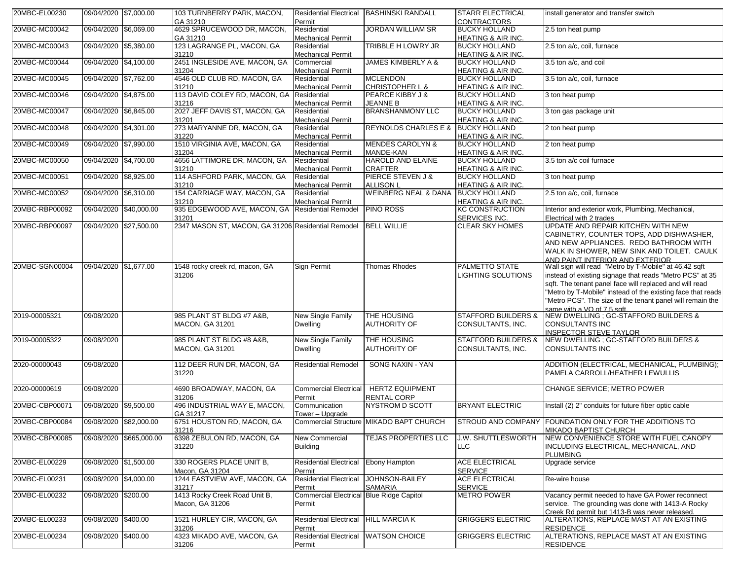| 20MBC-EL00230 | 09/04/2020 | $7,000.00 | 103 TURNBERRY PARK, MACON, GA 31210 | Residential Electrical Permit | BASHINSKI RANDALL | STARR ELECTRICAL CONTRACTORS | install generator and transfer switch |
|---|---|---|---|---|---|---|---|
| 20MBC-MC00042 | 09/04/2020 | $6,069.00 | 4629 SPRUCEWOOD DR, MACON, GA 31210 | Residential Mechanical Permit | JORDAN WILLIAM SR | BUCKY HOLLAND HEATING & AIR INC. | 2.5 ton heat pump |
| 20MBC-MC00043 | 09/04/2020 | $5,380.00 | 123 LAGRANGE PL, MACON, GA 31210 | Residential Mechanical Permit | TRIBBLE H LOWRY JR | BUCKY HOLLAND HEATING & AIR INC. | 2.5 ton a/c, coil, furnace |
| 20MBC-MC00044 | 09/04/2020 | $4,100.00 | 2451 INGLESIDE AVE, MACON, GA 31204 | Commercial Mechanical Permit | JAMES KIMBERLY A & | BUCKY HOLLAND HEATING & AIR INC. | 3.5 ton a/c, and coil |
| 20MBC-MC00045 | 09/04/2020 | $7,762.00 | 4546 OLD CLUB RD, MACON, GA 31210 | Residential Mechanical Permit | MCLENDON CHRISTOPHER L & | BUCKY HOLLAND HEATING & AIR INC. | 3.5 ton a/c, coil, furnace |
| 20MBC-MC00046 | 09/04/2020 | $4,875.00 | 113 DAVID COLEY RD, MACON, GA 31216 | Residential Mechanical Permit | PEARCE KIBBY J & JEANNE B | BUCKY HOLLAND HEATING & AIR INC. | 3 ton heat pump |
| 20MBC-MC00047 | 09/04/2020 | $6,845.00 | 2027 JEFF DAVIS ST, MACON, GA 31201 | Residential Mechanical Permit | BRANSHANMONY LLC | BUCKY HOLLAND HEATING & AIR INC. | 3 ton gas package unit |
| 20MBC-MC00048 | 09/04/2020 | $4,301.00 | 273 MARYANNE DR, MACON, GA 31220 | Residential Mechanical Permit | REYNOLDS CHARLES E & | BUCKY HOLLAND HEATING & AIR INC. | 2 ton heat pump |
| 20MBC-MC00049 | 09/04/2020 | $7,990.00 | 1510 VIRGINIA AVE, MACON, GA 31204 | Residential Mechanical Permit | MENDES CAROLYN & MANDE-KAN | BUCKY HOLLAND HEATING & AIR INC. | 2 ton heat pump |
| 20MBC-MC00050 | 09/04/2020 | $4,700.00 | 4656 LATTIMORE DR, MACON, GA 31210 | Residential Mechanical Permit | HAROLD AND ELAINE CRAFTER | BUCKY HOLLAND HEATING & AIR INC. | 3.5 ton a/c coil furnace |
| 20MBC-MC00051 | 09/04/2020 | $8,925.00 | 114 ASHFORD PARK, MACON, GA 31210 | Residential Mechanical Permit | PIERCE STEVEN J & ALLISON L | BUCKY HOLLAND HEATING & AIR INC. | 3 ton heat pump |
| 20MBC-MC00052 | 09/04/2020 | $6,310.00 | 154 CARRIAGE WAY, MACON, GA 31210 | Residential Mechanical Permit | WEINBERG NEAL & DANA | BUCKY HOLLAND HEATING & AIR INC. | 2.5 ton a/c, coil, furnace |
| 20MBC-RBP00092 | 09/04/2020 | $40,000.00 | 935 EDGEWOOD AVE, MACON, GA 31201 | Residential Remodel | PINO ROSS | KC CONSTRUCTION SERVICES INC. | Interior and exterior work, Plumbing, Mechanical, Electrical with 2 trades |
| 20MBC-RBP00097 | 09/04/2020 | $27,500.00 | 2347 MASON ST, MACON, GA 31206 | Residential Remodel | BELL WILLIE | CLEAR SKY HOMES | UPDATE AND REPAIR KITCHEN WITH NEW CABINETRY, COUNTER TOPS, ADD DISHWASHER, AND NEW APPLIANCES. REDO BATHROOM WITH WALK IN SHOWER, NEW SINK AND TOILET. CAULK AND PAINT INTERIOR AND EXTERIOR |
| 20MBC-SGN00004 | 09/04/2020 | $1,677.00 | 1548 rocky creek rd, macon, GA 31206 | Sign Permit | Thomas Rhodes | PALMETTO STATE LIGHTING SOLUTIONS | Wall sign will read "Metro by T-Mobile" at 46.42 sqft instead of existing signage that reads "Metro PCS" at 35 sqft. The tenant panel face will replaced and will read "Metro by T-Mobile" instead of the existing face that reads "Metro PCS". The size of the tenant panel will remain the same with a VO of 7.5 sqft. |
| 2019-00005321 | 09/08/2020 | | 985 PLANT ST BLDG #7 A&B, MACON, GA 31201 | New Single Family Dwelling | THE HOUSING AUTHORITY OF | STAFFORD BUILDERS & CONSULTANTS, INC. | NEW DWELLING ; GC-STAFFORD BUILDERS & CONSULTANTS INC INSPECTOR STEVE TAYLOR |
| 2019-00005322 | 09/08/2020 | | 985 PLANT ST BLDG #8 A&B, MACON, GA 31201 | New Single Family Dwelling | THE HOUSING AUTHORITY OF | STAFFORD BUILDERS & CONSULTANTS, INC. | NEW DWELLING ; GC-STAFFORD BUILDERS & CONSULTANTS INC |
| 2020-00000043 | 09/08/2020 | | 112 DEER RUN DR, MACON, GA 31220 | Residential Remodel | SONG NAXIN - YAN | | ADDITION (ELECTRICAL, MECHANICAL, PLUMBING); PAMELA CARROLL/HEATHER LEWULLIS |
| 2020-00000619 | 09/08/2020 | | 4690 BROADWAY, MACON, GA 31206 | Commercial Electrical Permit | HERTZ EQUIPMENT RENTAL CORP | | CHANGE SERVICE; METRO POWER |
| 20MBC-CBP00071 | 09/08/2020 | $9,500.00 | 496 INDUSTRIAL WAY E, MACON, GA 31217 | Communication Tower – Upgrade | NYSTROM D SCOTT | BRYANT ELECTRIC | Install (2) 2" conduits for future fiber optic cable |
| 20MBC-CBP00084 | 09/08/2020 | $82,000.00 | 6751 HOUSTON RD, MACON, GA 31216 | Commercial Structure | MIKADO BAPT CHURCH | STROUD AND COMPANY | FOUNDATION ONLY FOR THE ADDITIONS TO MIKADO BAPTIST CHURCH |
| 20MBC-CBP00085 | 09/08/2020 | $665,000.00 | 6398 ZEBULON RD, MACON, GA 31220 | New Commercial Building | TEJAS PROPERTIES LLC | J.W. SHUTTLESWORTH LLC | NEW CONVENIENCE STORE WITH FUEL CANOPY INCLUDING ELECTRICAL, MECHANICAL, AND PLUMBING |
| 20MBC-EL00229 | 09/08/2020 | $1,500.00 | 330 ROGERS PLACE UNIT B, Macon, GA 31204 | Residential Electrical Permit | Ebony Hampton | ACE ELECTRICAL SERVICE | Upgrade service |
| 20MBC-EL00231 | 09/08/2020 | $4,000.00 | 1244 EASTVIEW AVE, MACON, GA 31217 | Residential Electrical Permit | JOHNSON-BAILEY SAMARIA | ACE ELECTRICAL SERVICE | Re-wire house |
| 20MBC-EL00232 | 09/08/2020 | $200.00 | 1413 Rocky Creek Road Unit B, Macon, GA 31206 | Commercial Electrical Permit | Blue Ridge Capitol | METRO POWER | Vacancy permit needed to have GA Power reconnect service. The grounding was done with 1413-A Rocky Creek Rd permit but 1413-B was never released. |
| 20MBC-EL00233 | 09/08/2020 | $400.00 | 1521 HURLEY CIR, MACON, GA 31206 | Residential Electrical Permit | HILL MARCIA K | GRIGGERS ELECTRIC | ALTERATIONS, REPLACE MAST AT AN EXISTING RESIDENCE |
| 20MBC-EL00234 | 09/08/2020 | $400.00 | 4323 MIKADO AVE, MACON, GA 31206 | Residential Electrical Permit | WATSON CHOICE | GRIGGERS ELECTRIC | ALTERATIONS, REPLACE MAST AT AN EXISTING RESIDENCE |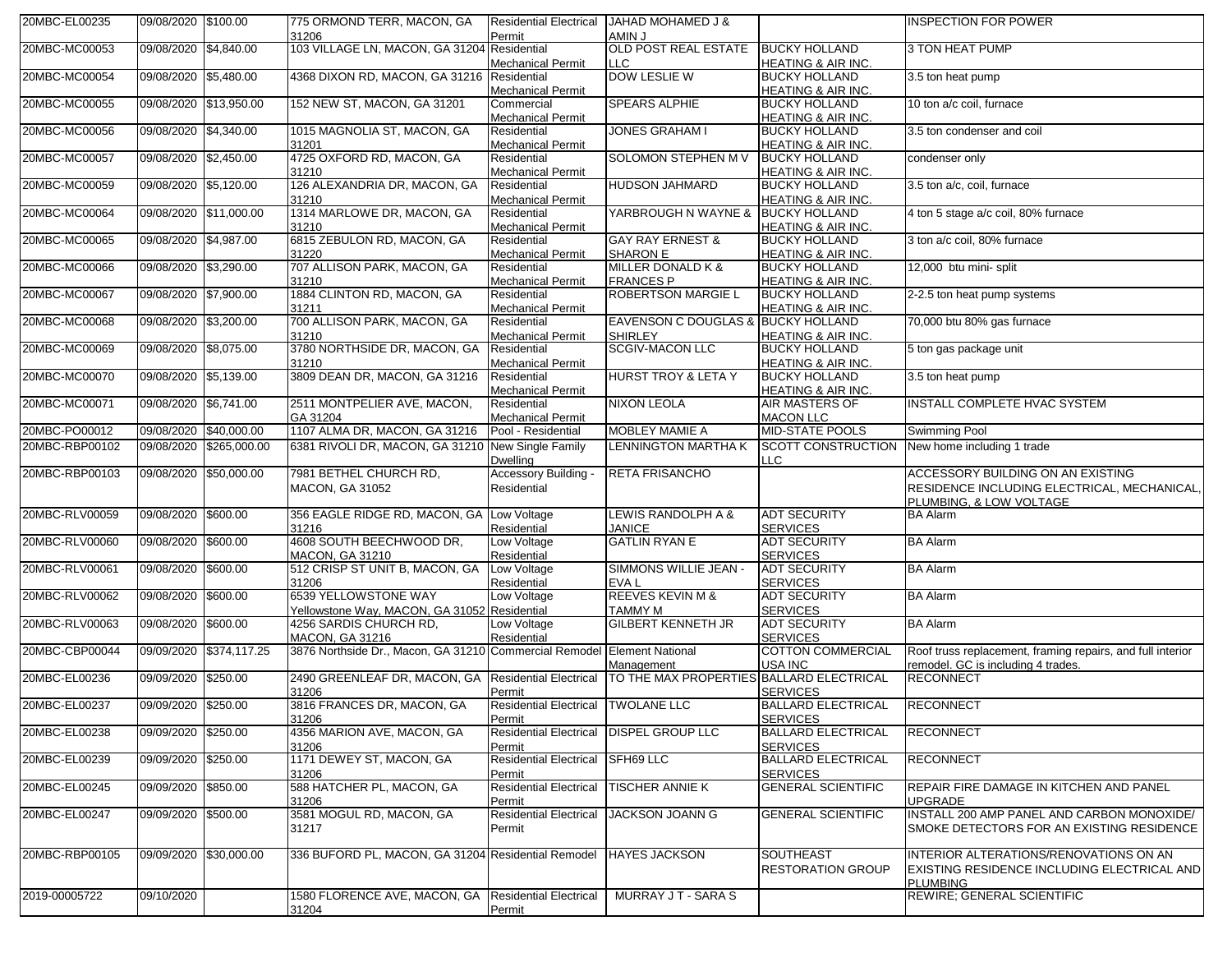| | | | | | | | |
|---|---|---|---|---|---|---|---|
| 20MBC-EL00235 | 09/08/2020 | $100.00 | 775 ORMOND TERR, MACON, GA 31206 | Residential Electrical Permit | JAHAD MOHAMED J & AMIN J | | INSPECTION FOR POWER |
| 20MBC-MC00053 | 09/08/2020 | $4,840.00 | 103 VILLAGE LN, MACON, GA 31204 | Residential Mechanical Permit | OLD POST REAL ESTATE LLC | BUCKY HOLLAND HEATING & AIR INC. | 3 TON HEAT PUMP |
| 20MBC-MC00054 | 09/08/2020 | $5,480.00 | 4368 DIXON RD, MACON, GA 31216 | Residential Mechanical Permit | DOW LESLIE W | BUCKY HOLLAND HEATING & AIR INC. | 3.5 ton heat pump |
| 20MBC-MC00055 | 09/08/2020 | $13,950.00 | 152 NEW ST, MACON, GA 31201 | Commercial Mechanical Permit | SPEARS ALPHIE | BUCKY HOLLAND HEATING & AIR INC. | 10 ton a/c coil, furnace |
| 20MBC-MC00056 | 09/08/2020 | $4,340.00 | 1015 MAGNOLIA ST, MACON, GA 31201 | Residential Mechanical Permit | JONES GRAHAM I | BUCKY HOLLAND HEATING & AIR INC. | 3.5 ton condenser and coil |
| 20MBC-MC00057 | 09/08/2020 | $2,450.00 | 4725 OXFORD RD, MACON, GA 31210 | Residential Mechanical Permit | SOLOMON STEPHEN M V | BUCKY HOLLAND HEATING & AIR INC. | condenser only |
| 20MBC-MC00059 | 09/08/2020 | $5,120.00 | 126 ALEXANDRIA DR, MACON, GA 31210 | Residential Mechanical Permit | HUDSON JAHMARD | BUCKY HOLLAND HEATING & AIR INC. | 3.5 ton a/c, coil, furnace |
| 20MBC-MC00064 | 09/08/2020 | $11,000.00 | 1314 MARLOWE DR, MACON, GA 31210 | Residential Mechanical Permit | YARBROUGH N WAYNE & | BUCKY HOLLAND HEATING & AIR INC. | 4 ton 5 stage a/c coil, 80% furnace |
| 20MBC-MC00065 | 09/08/2020 | $4,987.00 | 6815 ZEBULON RD, MACON, GA 31220 | Residential Mechanical Permit | GAY RAY ERNEST & SHARON E | BUCKY HOLLAND HEATING & AIR INC. | 3 ton a/c coil, 80% furnace |
| 20MBC-MC00066 | 09/08/2020 | $3,290.00 | 707 ALLISON PARK, MACON, GA 31210 | Residential Mechanical Permit | MILLER DONALD K & FRANCES P | BUCKY HOLLAND HEATING & AIR INC. | 12,000 btu mini- split |
| 20MBC-MC00067 | 09/08/2020 | $7,900.00 | 1884 CLINTON RD, MACON, GA 31211 | Residential Mechanical Permit | ROBERTSON MARGIE L | BUCKY HOLLAND HEATING & AIR INC. | 2-2.5 ton heat pump systems |
| 20MBC-MC00068 | 09/08/2020 | $3,200.00 | 700 ALLISON PARK, MACON, GA 31210 | Residential Mechanical Permit | EAVENSON C DOUGLAS & SHIRLEY | BUCKY HOLLAND HEATING & AIR INC. | 70,000 btu 80% gas furnace |
| 20MBC-MC00069 | 09/08/2020 | $8,075.00 | 3780 NORTHSIDE DR, MACON, GA 31210 | Residential Mechanical Permit | SCGIV-MACON LLC | BUCKY HOLLAND HEATING & AIR INC. | 5 ton gas package unit |
| 20MBC-MC00070 | 09/08/2020 | $5,139.00 | 3809 DEAN DR, MACON, GA 31216 | Residential Mechanical Permit | HURST TROY & LETA Y | BUCKY HOLLAND HEATING & AIR INC. | 3.5 ton heat pump |
| 20MBC-MC00071 | 09/08/2020 | $6,741.00 | 2511 MONTPELIER AVE, MACON, GA 31204 | Residential Mechanical Permit | NIXON LEOLA | AIR MASTERS OF MACON LLC | INSTALL COMPLETE HVAC SYSTEM |
| 20MBC-PO00012 | 09/08/2020 | $40,000.00 | 1107 ALMA DR, MACON, GA 31216 | Pool - Residential | MOBLEY MAMIE A | MID-STATE POOLS | Swimming Pool |
| 20MBC-RBP00102 | 09/08/2020 | $265,000.00 | 6381 RIVOLI DR, MACON, GA 31210 | New Single Family Dwelling | LENNINGTON MARTHA K | SCOTT CONSTRUCTION LLC | New home including 1 trade |
| 20MBC-RBP00103 | 09/08/2020 | $50,000.00 | 7981 BETHEL CHURCH RD, MACON, GA 31052 | Accessory Building - Residential | RETA FRISANCHO | | ACCESSORY BUILDING ON AN EXISTING RESIDENCE INCLUDING ELECTRICAL, MECHANICAL, PLUMBING, & LOW VOLTAGE |
| 20MBC-RLV00059 | 09/08/2020 | $600.00 | 356 EAGLE RIDGE RD, MACON, GA 31216 | Low Voltage Residential | LEWIS RANDOLPH A & JANICE | ADT SECURITY SERVICES | BA Alarm |
| 20MBC-RLV00060 | 09/08/2020 | $600.00 | 4608 SOUTH BEECHWOOD DR, MACON, GA 31210 | Low Voltage Residential | GATLIN RYAN E | ADT SECURITY SERVICES | BA Alarm |
| 20MBC-RLV00061 | 09/08/2020 | $600.00 | 512 CRISP ST UNIT B, MACON, GA 31206 | Low Voltage Residential | SIMMONS WILLIE JEAN - EVA L | ADT SECURITY SERVICES | BA Alarm |
| 20MBC-RLV00062 | 09/08/2020 | $600.00 | 6539 YELLOWSTONE WAY Yellowstone Way, MACON, GA 31052 | Low Voltage Residential | REEVES KEVIN M & TAMMY M | ADT SECURITY SERVICES | BA Alarm |
| 20MBC-RLV00063 | 09/08/2020 | $600.00 | 4256 SARDIS CHURCH RD, MACON, GA 31216 | Low Voltage Residential | GILBERT KENNETH JR | ADT SECURITY SERVICES | BA Alarm |
| 20MBC-CBP00044 | 09/09/2020 | $374,117.25 | 3876 Northside Dr., Macon, GA 31210 | Commercial Remodel | Element National Management | COTTON COMMERCIAL USA INC | Roof truss replacement, framing repairs, and full interior remodel. GC is including 4 trades. |
| 20MBC-EL00236 | 09/09/2020 | $250.00 | 2490 GREENLEAF DR, MACON, GA 31206 | Residential Electrical Permit | TO THE MAX PROPERTIES | BALLARD ELECTRICAL SERVICES | RECONNECT |
| 20MBC-EL00237 | 09/09/2020 | $250.00 | 3816 FRANCES DR, MACON, GA 31206 | Residential Electrical Permit | TWOLANE LLC | BALLARD ELECTRICAL SERVICES | RECONNECT |
| 20MBC-EL00238 | 09/09/2020 | $250.00 | 4356 MARION AVE, MACON, GA 31206 | Residential Electrical Permit | DISPEL GROUP LLC | BALLARD ELECTRICAL SERVICES | RECONNECT |
| 20MBC-EL00239 | 09/09/2020 | $250.00 | 1171 DEWEY ST, MACON, GA 31206 | Residential Electrical Permit | SFH69 LLC | BALLARD ELECTRICAL SERVICES | RECONNECT |
| 20MBC-EL00245 | 09/09/2020 | $850.00 | 588 HATCHER PL, MACON, GA 31206 | Residential Electrical Permit | TISCHER ANNIE K | GENERAL SCIENTIFIC | REPAIR FIRE DAMAGE IN KITCHEN AND PANEL UPGRADE |
| 20MBC-EL00247 | 09/09/2020 | $500.00 | 3581 MOGUL RD, MACON, GA 31217 | Residential Electrical Permit | JACKSON JOANN G | GENERAL SCIENTIFIC | INSTALL 200 AMP PANEL AND CARBON MONOXIDE/ SMOKE DETECTORS FOR AN EXISTING RESIDENCE |
| 20MBC-RBP00105 | 09/09/2020 | $30,000.00 | 336 BUFORD PL, MACON, GA 31204 | Residential Remodel | HAYES JACKSON | SOUTHEAST RESTORATION GROUP | INTERIOR ALTERATIONS/RENOVATIONS ON AN EXISTING RESIDENCE INCLUDING ELECTRICAL AND PLUMBING |
| 2019-00005722 | 09/10/2020 | | 1580 FLORENCE AVE, MACON, GA 31204 | Residential Electrical Permit | MURRAY J T - SARA S | | REWIRE; GENERAL SCIENTIFIC |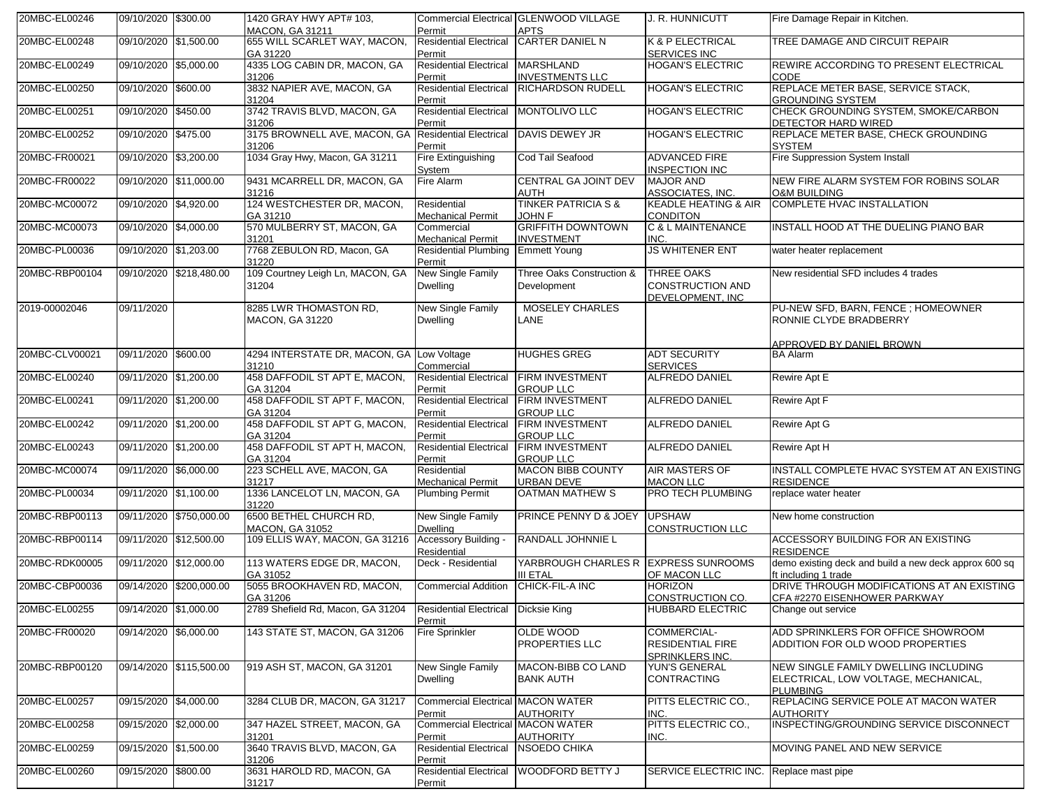| | | | | | | | | |
|---|---|---|---|---|---|---|---|---|
| 20MBC-EL00246 | 09/10/2020 | $300.00 | 1420 GRAY HWY APT# 103, MACON, GA 31211 | Commercial Electrical Permit | GLENWOOD VILLAGE APTS | J. R. HUNNICUTT | Fire Damage Repair in Kitchen. |
| 20MBC-EL00248 | 09/10/2020 | $1,500.00 | 655 WILL SCARLET WAY, MACON, GA 31220 | Residential Electrical Permit | CARTER DANIEL N | K & P ELECTRICAL SERVICES INC | TREE DAMAGE AND CIRCUIT REPAIR |
| 20MBC-EL00249 | 09/10/2020 | $5,000.00 | 4335 LOG CABIN DR, MACON, GA 31206 | Residential Electrical Permit | MARSHLAND INVESTMENTS LLC | HOGAN'S ELECTRIC | REWIRE ACCORDING TO PRESENT ELECTRICAL CODE |
| 20MBC-EL00250 | 09/10/2020 | $600.00 | 3832 NAPIER AVE, MACON, GA 31204 | Residential Electrical Permit | RICHARDSON RUDELL | HOGAN'S ELECTRIC | REPLACE METER BASE, SERVICE STACK, GROUNDING SYSTEM |
| 20MBC-EL00251 | 09/10/2020 | $450.00 | 3742 TRAVIS BLVD, MACON, GA 31206 | Residential Electrical Permit | MONTOLIVO LLC | HOGAN'S ELECTRIC | CHECK GROUNDING SYSTEM, SMOKE/CARBON DETECTOR HARD WIRED |
| 20MBC-EL00252 | 09/10/2020 | $475.00 | 3175 BROWNELL AVE, MACON, GA 31206 | Residential Electrical Permit | DAVIS DEWEY JR | HOGAN'S ELECTRIC | REPLACE METER BASE, CHECK GROUNDING SYSTEM |
| 20MBC-FR00021 | 09/10/2020 | $3,200.00 | 1034 Gray Hwy, Macon, GA 31211 | Fire Extinguishing System | Cod Tail Seafood | ADVANCED FIRE INSPECTION INC | Fire Suppression System Install |
| 20MBC-FR00022 | 09/10/2020 | $11,000.00 | 9431 MCARRELL DR, MACON, GA 31216 | Fire Alarm | CENTRAL GA JOINT DEV AUTH | MAJOR AND ASSOCIATES, INC. | NEW FIRE ALARM SYSTEM FOR ROBINS SOLAR O&M BUILDING |
| 20MBC-MC00072 | 09/10/2020 | $4,920.00 | 124 WESTCHESTER DR, MACON, GA 31210 | Residential Mechanical Permit | TINKER PATRICIA S & JOHN F | KEADLE HEATING & AIR CONDITON | COMPLETE HVAC INSTALLATION |
| 20MBC-MC00073 | 09/10/2020 | $4,000.00 | 570 MULBERRY ST, MACON, GA 31201 | Commercial Mechanical Permit | GRIFFITH DOWNTOWN INVESTMENT | C & L MAINTENANCE INC. | INSTALL HOOD AT THE DUELING PIANO BAR |
| 20MBC-PL00036 | 09/10/2020 | $1,203.00 | 7768 ZEBULON RD, Macon, GA 31220 | Residential Plumbing Permit | Emmett Young | JS WHITENER ENT | water heater replacement |
| 20MBC-RBP00104 | 09/10/2020 | $218,480.00 | 109 Courtney Leigh Ln, MACON, GA 31204 | New Single Family Dwelling | Three Oaks Construction & Development | THREE OAKS CONSTRUCTION AND DEVELOPMENT, INC | New residential SFD includes 4 trades |
| 2019-00002046 | 09/11/2020 | | 8285 LWR THOMASTON RD, MACON, GA 31220 | New Single Family Dwelling | MOSELEY CHARLES LANE | | PU-NEW SFD, BARN, FENCE ; HOMEOWNER RONNIE CLYDE BRADBERRY<br><br>APPROVED BY DANIEL BROWN |
| 20MBC-CLV00021 | 09/11/2020 | $600.00 | 4294 INTERSTATE DR, MACON, GA 31210 | Low Voltage Commercial | HUGHES GREG | ADT SECURITY SERVICES | BA Alarm |
| 20MBC-EL00240 | 09/11/2020 | $1,200.00 | 458 DAFFODIL ST APT E, MACON, GA 31204 | Residential Electrical Permit | FIRM INVESTMENT GROUP LLC | ALFREDO DANIEL | Rewire Apt E |
| 20MBC-EL00241 | 09/11/2020 | $1,200.00 | 458 DAFFODIL ST APT F, MACON, GA 31204 | Residential Electrical Permit | FIRM INVESTMENT GROUP LLC | ALFREDO DANIEL | Rewire Apt F |
| 20MBC-EL00242 | 09/11/2020 | $1,200.00 | 458 DAFFODIL ST APT G, MACON, GA 31204 | Residential Electrical Permit | FIRM INVESTMENT GROUP LLC | ALFREDO DANIEL | Rewire Apt G |
| 20MBC-EL00243 | 09/11/2020 | $1,200.00 | 458 DAFFODIL ST APT H, MACON, GA 31204 | Residential Electrical Permit | FIRM INVESTMENT GROUP LLC | ALFREDO DANIEL | Rewire Apt H |
| 20MBC-MC00074 | 09/11/2020 | $6,000.00 | 223 SCHELL AVE, MACON, GA 31217 | Residential Mechanical Permit | MACON BIBB COUNTY URBAN DEVE | AIR MASTERS OF MACON LLC | INSTALL COMPLETE HVAC SYSTEM AT AN EXISTING RESIDENCE |
| 20MBC-PL00034 | 09/11/2020 | $1,100.00 | 1336 LANCELOT LN, MACON, GA 31220 | Plumbing Permit | OATMAN MATHEW S | PRO TECH PLUMBING | replace water heater |
| 20MBC-RBP00113 | 09/11/2020 | $750,000.00 | 6500 BETHEL CHURCH RD, MACON, GA 31052 | New Single Family Dwelling | PRINCE PENNY D & JOEY | UPSHAW CONSTRUCTION LLC | New home construction |
| 20MBC-RBP00114 | 09/11/2020 | $12,500.00 | 109 ELLIS WAY, MACON, GA 31216 | Accessory Building - Residential | RANDALL JOHNNIE L | | ACCESSORY BUILDING FOR AN EXISTING RESIDENCE |
| 20MBC-RDK00005 | 09/11/2020 | $12,000.00 | 113 WATERS EDGE DR, MACON, GA 31052 | Deck - Residential | YARBROUGH CHARLES R III ETAL | EXPRESS SUNROOMS OF MACON LLC | demo existing deck and build a new deck approx 600 sq ft including 1 trade |
| 20MBC-CBP00036 | 09/14/2020 | $200,000.00 | 5055 BROOKHAVEN RD, MACON, GA 31206 | Commercial Addition | CHICK-FIL-A INC | HORIZON CONSTRUCTION CO. | DRIVE THROUGH MODIFICATIONS AT AN EXISTING CFA #2270 EISENHOWER PARKWAY |
| 20MBC-EL00255 | 09/14/2020 | $1,000.00 | 2789 Shefield Rd, Macon, GA 31204 | Residential Electrical Permit | Dicksie King | HUBBARD ELECTRIC | Change out service |
| 20MBC-FR00020 | 09/14/2020 | $6,000.00 | 143 STATE ST, MACON, GA 31206 | Fire Sprinkler | OLDE WOOD PROPERTIES LLC | COMMERCIAL-RESIDENTIAL FIRE SPRINKLERS INC. | ADD SPRINKLERS FOR OFFICE SHOWROOM ADDITION FOR OLD WOOD PROPERTIES |
| 20MBC-RBP00120 | 09/14/2020 | $115,500.00 | 919 ASH ST, MACON, GA 31201 | New Single Family Dwelling | MACON-BIBB CO LAND BANK AUTH | YUN'S GENERAL CONTRACTING | NEW SINGLE FAMILY DWELLING INCLUDING ELECTRICAL, LOW VOLTAGE, MECHANICAL, PLUMBING |
| 20MBC-EL00257 | 09/15/2020 | $4,000.00 | 3284 CLUB DR, MACON, GA 31217 | Commercial Electrical Permit | MACON WATER AUTHORITY | PITTS ELECTRIC CO., INC. | REPLACING SERVICE POLE AT MACON WATER AUTHORITY |
| 20MBC-EL00258 | 09/15/2020 | $2,000.00 | 347 HAZEL STREET, MACON, GA 31201 | Commercial Electrical Permit | MACON WATER AUTHORITY | PITTS ELECTRIC CO., INC. | INSPECTING/GROUNDING SERVICE DISCONNECT |
| 20MBC-EL00259 | 09/15/2020 | $1,500.00 | 3640 TRAVIS BLVD, MACON, GA 31206 | Residential Electrical Permit | NSOEDO CHIKA | | MOVING PANEL AND NEW SERVICE |
| 20MBC-EL00260 | 09/15/2020 | $800.00 | 3631 HAROLD RD, MACON, GA 31217 | Residential Electrical Permit | WOODFORD BETTY J | SERVICE ELECTRIC INC. | Replace mast pipe |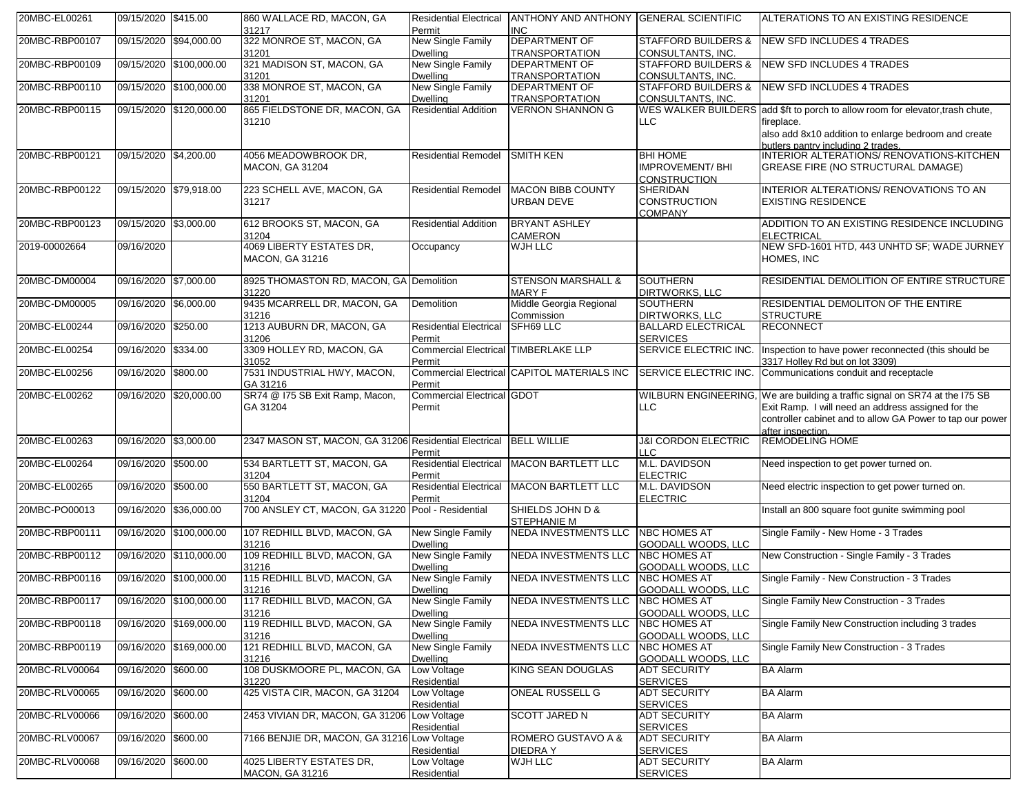| | | | | | | | |
|---|---|---|---|---|---|---|---|
| 20MBC-EL00261 | 09/15/2020 | $415.00 | 860 WALLACE RD, MACON, GA 31217 | Residential Electrical Permit | ANTHONY AND ANTHONY INC | GENERAL SCIENTIFIC | ALTERATIONS TO AN EXISTING RESIDENCE |
| 20MBC-RBP00107 | 09/15/2020 | $94,000.00 | 322 MONROE ST, MACON, GA 31201 | New Single Family Dwelling | DEPARTMENT OF TRANSPORTATION | STAFFORD BUILDERS & CONSULTANTS, INC. | NEW SFD INCLUDES 4 TRADES |
| 20MBC-RBP00109 | 09/15/2020 | $100,000.00 | 321 MADISON ST, MACON, GA 31201 | New Single Family Dwelling | DEPARTMENT OF TRANSPORTATION | STAFFORD BUILDERS & CONSULTANTS, INC. | NEW SFD INCLUDES 4 TRADES |
| 20MBC-RBP00110 | 09/15/2020 | $100,000.00 | 338 MONROE ST, MACON, GA 31201 | New Single Family Dwelling | DEPARTMENT OF TRANSPORTATION | STAFFORD BUILDERS & CONSULTANTS, INC. | NEW SFD INCLUDES 4 TRADES |
| 20MBC-RBP00115 | 09/15/2020 | $120,000.00 | 865 FIELDSTONE DR, MACON, GA 31210 | Residential Addition | VERNON SHANNON G | WES WALKER BUILDERS LLC | add $ft to porch to allow room for elevator,trash chute, fireplace. also add 8x10 addition to enlarge bedroom and create butlers pantry including 2 trades. |
| 20MBC-RBP00121 | 09/15/2020 | $4,200.00 | 4056 MEADOWBROOK DR, MACON, GA 31204 | Residential Remodel | SMITH KEN | BHI HOME IMPROVEMENT/ BHI CONSTRUCTION | INTERIOR ALTERATIONS/ RENOVATIONS-KITCHEN GREASE FIRE (NO STRUCTURAL DAMAGE) |
| 20MBC-RBP00122 | 09/15/2020 | $79,918.00 | 223 SCHELL AVE, MACON, GA 31217 | Residential Remodel | MACON BIBB COUNTY URBAN DEVE | SHERIDAN CONSTRUCTION COMPANY | INTERIOR ALTERATIONS/ RENOVATIONS TO AN EXISTING RESIDENCE |
| 20MBC-RBP00123 | 09/15/2020 | $3,000.00 | 612 BROOKS ST, MACON, GA 31204 | Residential Addition | BRYANT ASHLEY CAMERON | | ADDITION TO AN EXISTING RESIDENCE INCLUDING ELECTRICAL |
| 2019-00002664 | 09/16/2020 | | 4069 LIBERTY ESTATES DR, MACON, GA 31216 | Occupancy | WJH LLC | | NEW SFD-1601 HTD, 443 UNHTD SF; WADE JURNEY HOMES, INC |
| 20MBC-DM00004 | 09/16/2020 | $7,000.00 | 8925 THOMASTON RD, MACON, GA 31220 | Demolition | STENSON MARSHALL & MARY F | SOUTHERN DIRTWORKS, LLC | RESIDENTIAL DEMOLITION OF ENTIRE STRUCTURE |
| 20MBC-DM00005 | 09/16/2020 | $6,000.00 | 9435 MCARRELL DR, MACON, GA 31216 | Demolition | Middle Georgia Regional Commission | SOUTHERN DIRTWORKS, LLC | RESIDENTIAL DEMOLITON OF THE ENTIRE STRUCTURE |
| 20MBC-EL00244 | 09/16/2020 | $250.00 | 1213 AUBURN DR, MACON, GA 31206 | Residential Electrical Permit | SFH69 LLC | BALLARD ELECTRICAL SERVICES | RECONNECT |
| 20MBC-EL00254 | 09/16/2020 | $334.00 | 3309 HOLLEY RD, MACON, GA 31052 | Commercial Electrical Permit | TIMBERLAKE LLP | SERVICE ELECTRIC INC. | Inspection to have power reconnected (this should be 3317 Holley Rd but on lot 3309) |
| 20MBC-EL00256 | 09/16/2020 | $800.00 | 7531 INDUSTRIAL HWY, MACON, GA 31216 | Commercial Electrical Permit | CAPITOL MATERIALS INC | SERVICE ELECTRIC INC. | Communications conduit and receptacle |
| 20MBC-EL00262 | 09/16/2020 | $20,000.00 | SR74 @ I75 SB Exit Ramp, Macon, GA 31204 | Commercial Electrical Permit | GDOT | WILBURN ENGINEERING, LLC | We are building a traffic signal on SR74 at the I75 SB Exit Ramp. I will need an address assigned for the controller cabinet and to allow GA Power to tap our power after inspection. |
| 20MBC-EL00263 | 09/16/2020 | $3,000.00 | 2347 MASON ST, MACON, GA 31206 | Residential Electrical Permit | BELL WILLIE | J&I CORDON ELECTRIC LLC | REMODELING HOME |
| 20MBC-EL00264 | 09/16/2020 | $500.00 | 534 BARTLETT ST, MACON, GA 31204 | Residential Electrical Permit | MACON BARTLETT LLC | M.L. DAVIDSON ELECTRIC | Need inspection to get power turned on. |
| 20MBC-EL00265 | 09/16/2020 | $500.00 | 550 BARTLETT ST, MACON, GA 31204 | Residential Electrical Permit | MACON BARTLETT LLC | M.L. DAVIDSON ELECTRIC | Need electric inspection to get power turned on. |
| 20MBC-PO00013 | 09/16/2020 | $36,000.00 | 700 ANSLEY CT, MACON, GA 31220 | Pool - Residential | SHIELDS JOHN D & STEPHANIE M | | Install an 800 square foot gunite swimming pool |
| 20MBC-RBP00111 | 09/16/2020 | $100,000.00 | 107 REDHILL BLVD, MACON, GA 31216 | New Single Family Dwelling | NEDA INVESTMENTS LLC | NBC HOMES AT GOODALL WOODS, LLC | Single Family - New Home - 3 Trades |
| 20MBC-RBP00112 | 09/16/2020 | $110,000.00 | 109 REDHILL BLVD, MACON, GA 31216 | New Single Family Dwelling | NEDA INVESTMENTS LLC | NBC HOMES AT GOODALL WOODS, LLC | New Construction - Single Family - 3 Trades |
| 20MBC-RBP00116 | 09/16/2020 | $100,000.00 | 115 REDHILL BLVD, MACON, GA 31216 | New Single Family Dwelling | NEDA INVESTMENTS LLC | NBC HOMES AT GOODALL WOODS, LLC | Single Family - New Construction - 3 Trades |
| 20MBC-RBP00117 | 09/16/2020 | $100,000.00 | 117 REDHILL BLVD, MACON, GA 31216 | New Single Family Dwelling | NEDA INVESTMENTS LLC | NBC HOMES AT GOODALL WOODS, LLC | Single Family New Construction - 3 Trades |
| 20MBC-RBP00118 | 09/16/2020 | $169,000.00 | 119 REDHILL BLVD, MACON, GA 31216 | New Single Family Dwelling | NEDA INVESTMENTS LLC | NBC HOMES AT GOODALL WOODS, LLC | Single Family New Construction including 3 trades |
| 20MBC-RBP00119 | 09/16/2020 | $169,000.00 | 121 REDHILL BLVD, MACON, GA 31216 | New Single Family Dwelling | NEDA INVESTMENTS LLC | NBC HOMES AT GOODALL WOODS, LLC | Single Family New Construction - 3 Trades |
| 20MBC-RLV00064 | 09/16/2020 | $600.00 | 108 DUSKMOORE PL, MACON, GA 31220 | Low Voltage Residential | KING SEAN DOUGLAS | ADT SECURITY SERVICES | BA Alarm |
| 20MBC-RLV00065 | 09/16/2020 | $600.00 | 425 VISTA CIR, MACON, GA 31204 | Low Voltage Residential | ONEAL RUSSELL G | ADT SECURITY SERVICES | BA Alarm |
| 20MBC-RLV00066 | 09/16/2020 | $600.00 | 2453 VIVIAN DR, MACON, GA 31206 | Low Voltage Residential | SCOTT JARED N | ADT SECURITY SERVICES | BA Alarm |
| 20MBC-RLV00067 | 09/16/2020 | $600.00 | 7166 BENJIE DR, MACON, GA 31216 | Low Voltage Residential | ROMERO GUSTAVO A & DIEDRA Y | ADT SECURITY SERVICES | BA Alarm |
| 20MBC-RLV00068 | 09/16/2020 | $600.00 | 4025 LIBERTY ESTATES DR, MACON, GA 31216 | Low Voltage Residential | WJH LLC | ADT SECURITY SERVICES | BA Alarm |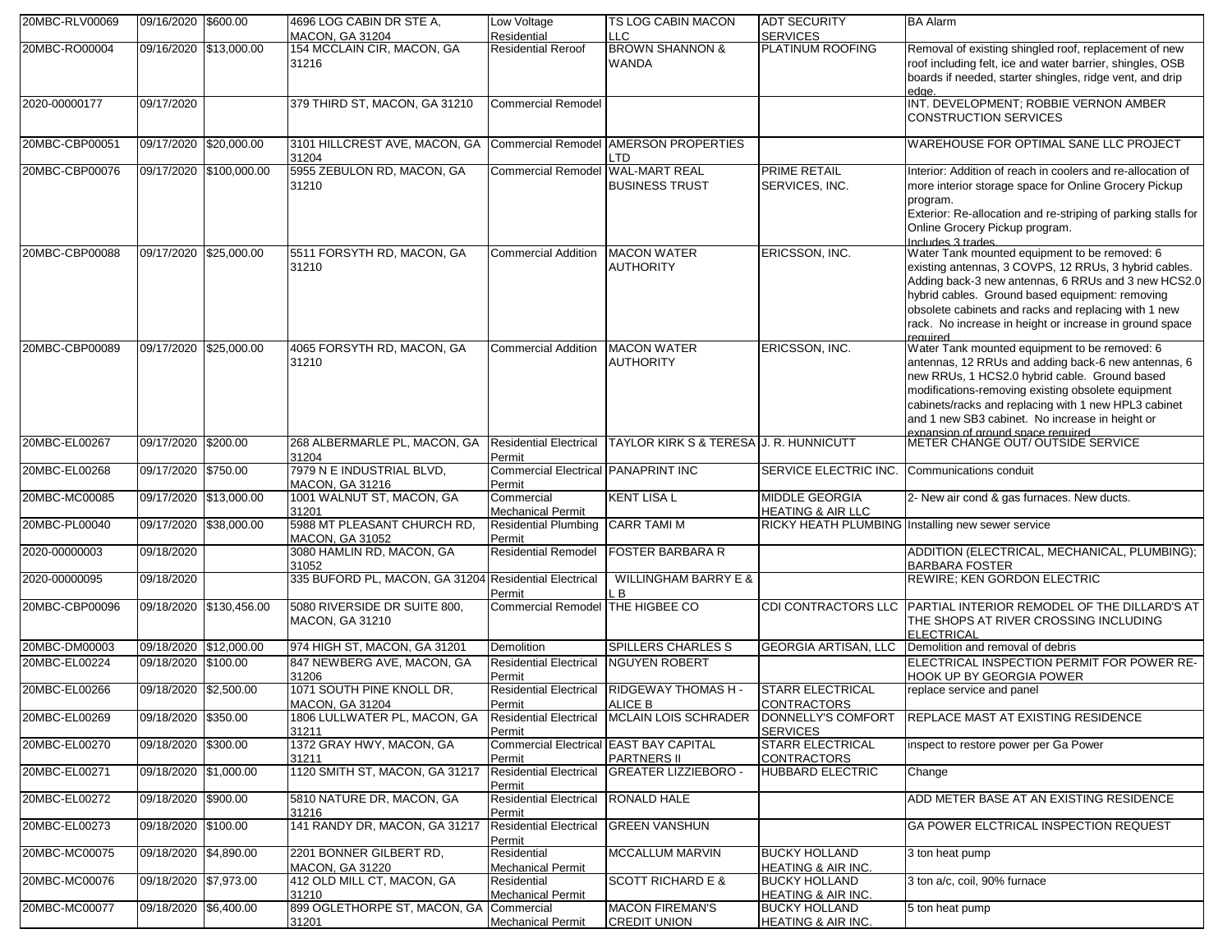| 20MBC-RLV00069 | 09/16/2020 | $600.00 | 4696 LOG CABIN DR STE A, MACON, GA 31204 | Low Voltage Residential | TS LOG CABIN MACON LLC | ADT SECURITY SERVICES | BA Alarm |
|---|---|---|---|---|---|---|---|
| 20MBC-RO00004 | 09/16/2020 | $13,000.00 | 154 MCCLAIN CIR, MACON, GA 31216 | Residential Reroof | BROWN SHANNON & WANDA | PLATINUM ROOFING | Removal of existing shingled roof, replacement of new roof including felt, ice and water barrier, shingles, OSB boards if needed, starter shingles, ridge vent, and drip edge. |
| 2020-00000177 | 09/17/2020 | | 379 THIRD ST, MACON, GA 31210 | Commercial Remodel | | | INT. DEVELOPMENT; ROBBIE VERNON AMBER CONSTRUCTION SERVICES |
| 20MBC-CBP00051 | 09/17/2020 | $20,000.00 | 3101 HILLCREST AVE, MACON, GA 31204 | Commercial Remodel | AMERSON PROPERTIES LTD | | WAREHOUSE FOR OPTIMAL SANE LLC PROJECT |
| 20MBC-CBP00076 | 09/17/2020 | $100,000.00 | 5955 ZEBULON RD, MACON, GA 31210 | Commercial Remodel | WAL-MART REAL BUSINESS TRUST | PRIME RETAIL SERVICES, INC. | Interior: Addition of reach in coolers and re-allocation of more interior storage space for Online Grocery Pickup program. Exterior: Re-allocation and re-striping of parking stalls for Online Grocery Pickup program. Includes 3 trades. |
| 20MBC-CBP00088 | 09/17/2020 | $25,000.00 | 5511 FORSYTH RD, MACON, GA 31210 | Commercial Addition | MACON WATER AUTHORITY | ERICSSON, INC. | Water Tank mounted equipment to be removed: 6 existing antennas, 3 COVPS, 12 RRUs, 3 hybrid cables. Adding back-3 new antennas, 6 RRUs and 3 new HCS2.0 hybrid cables. Ground based equipment: removing obsolete cabinets and racks and replacing with 1 new rack. No increase in height or increase in ground space required. |
| 20MBC-CBP00089 | 09/17/2020 | $25,000.00 | 4065 FORSYTH RD, MACON, GA 31210 | Commercial Addition | MACON WATER AUTHORITY | ERICSSON, INC. | Water Tank mounted equipment to be removed: 6 antennas, 12 RRUs and adding back-6 new antennas, 6 new RRUs, 1 HCS2.0 hybrid cable. Ground based modifications-removing existing obsolete equipment cabinets/racks and replacing with 1 new HPL3 cabinet and 1 new SB3 cabinet. No increase in height or expansion of ground space required. |
| 20MBC-EL00267 | 09/17/2020 | $200.00 | 268 ALBERMARLE PL, MACON, GA 31204 | Residential Electrical Permit | TAYLOR KIRK S & TERESA | J. R. HUNNICUTT | METER CHANGE OUT/ OUTSIDE SERVICE |
| 20MBC-EL00268 | 09/17/2020 | $750.00 | 7979 N E INDUSTRIAL BLVD, MACON, GA 31216 | Commercial Electrical Permit | PANAPRINT INC | SERVICE ELECTRIC INC. | Communications conduit |
| 20MBC-MC00085 | 09/17/2020 | $13,000.00 | 1001 WALNUT ST, MACON, GA 31201 | Commercial Mechanical Permit | KENT LISA L | MIDDLE GEORGIA HEATING & AIR LLC | 2- New air cond & gas furnaces. New ducts. |
| 20MBC-PL00040 | 09/17/2020 | $38,000.00 | 5988 MT PLEASANT CHURCH RD, MACON, GA 31052 | Residential Plumbing Permit | CARR TAMI M | RICKY HEATH PLUMBING | Installing new sewer service |
| 2020-00000003 | 09/18/2020 | | 3080 HAMLIN RD, MACON, GA 31052 | Residential Remodel | FOSTER BARBARA R | | ADDITION (ELECTRICAL, MECHANICAL, PLUMBING); BARBARA FOSTER |
| 2020-00000095 | 09/18/2020 | | 335 BUFORD PL, MACON, GA 31204 | Residential Electrical Permit | WILLINGHAM BARRY E & L B | | REWIRE; KEN GORDON ELECTRIC |
| 20MBC-CBP00096 | 09/18/2020 | $130,456.00 | 5080 RIVERSIDE DR SUITE 800, MACON, GA 31210 | Commercial Remodel | THE HIGBEE CO | CDI CONTRACTORS LLC | PARTIAL INTERIOR REMODEL OF THE DILLARD'S AT THE SHOPS AT RIVER CROSSING INCLUDING ELECTRICAL |
| 20MBC-DM00003 | 09/18/2020 | $12,000.00 | 974 HIGH ST, MACON, GA 31201 | Demolition | SPILLERS CHARLES S | GEORGIA ARTISAN, LLC | Demolition and removal of debris |
| 20MBC-EL00224 | 09/18/2020 | $100.00 | 847 NEWBERG AVE, MACON, GA 31206 | Residential Electrical Permit | NGUYEN ROBERT | | ELECTRICAL INSPECTION PERMIT FOR POWER RE-HOOK UP BY GEORGIA POWER |
| 20MBC-EL00266 | 09/18/2020 | $2,500.00 | 1071 SOUTH PINE KNOLL DR, MACON, GA 31204 | Residential Electrical Permit | RIDGEWAY THOMAS H - ALICE B | STARR ELECTRICAL CONTRACTORS | replace service and panel |
| 20MBC-EL00269 | 09/18/2020 | $350.00 | 1806 LULLWATER PL, MACON, GA 31211 | Residential Electrical Permit | MCLAIN LOIS SCHRADER | DONNELLY'S COMFORT SERVICES | REPLACE MAST AT EXISTING RESIDENCE |
| 20MBC-EL00270 | 09/18/2020 | $300.00 | 1372 GRAY HWY, MACON, GA 31211 | Commercial Electrical Permit | EAST BAY CAPITAL PARTNERS II | STARR ELECTRICAL CONTRACTORS | inspect to restore power per Ga Power |
| 20MBC-EL00271 | 09/18/2020 | $1,000.00 | 1120 SMITH ST, MACON, GA 31217 | Residential Electrical Permit | GREATER LIZZIEBORO - | HUBBARD ELECTRIC | Change |
| 20MBC-EL00272 | 09/18/2020 | $900.00 | 5810 NATURE DR, MACON, GA 31216 | Residential Electrical Permit | RONALD HALE | | ADD METER BASE AT AN EXISTING RESIDENCE |
| 20MBC-EL00273 | 09/18/2020 | $100.00 | 141 RANDY DR, MACON, GA 31217 | Residential Electrical Permit | GREEN VANSHUN | | GA POWER ELCTRICAL INSPECTION REQUEST |
| 20MBC-MC00075 | 09/18/2020 | $4,890.00 | 2201 BONNER GILBERT RD, MACON, GA 31220 | Residential Mechanical Permit | MCCALLUM MARVIN | BUCKY HOLLAND HEATING & AIR INC. | 3 ton heat pump |
| 20MBC-MC00076 | 09/18/2020 | $7,973.00 | 412 OLD MILL CT, MACON, GA 31210 | Residential Mechanical Permit | SCOTT RICHARD E & | BUCKY HOLLAND HEATING & AIR INC. | 3 ton a/c, coil, 90% furnace |
| 20MBC-MC00077 | 09/18/2020 | $6,400.00 | 899 OGLETHORPE ST, MACON, GA 31201 | Commercial Mechanical Permit | MACON FIREMAN'S CREDIT UNION | BUCKY HOLLAND HEATING & AIR INC. | 5 ton heat pump |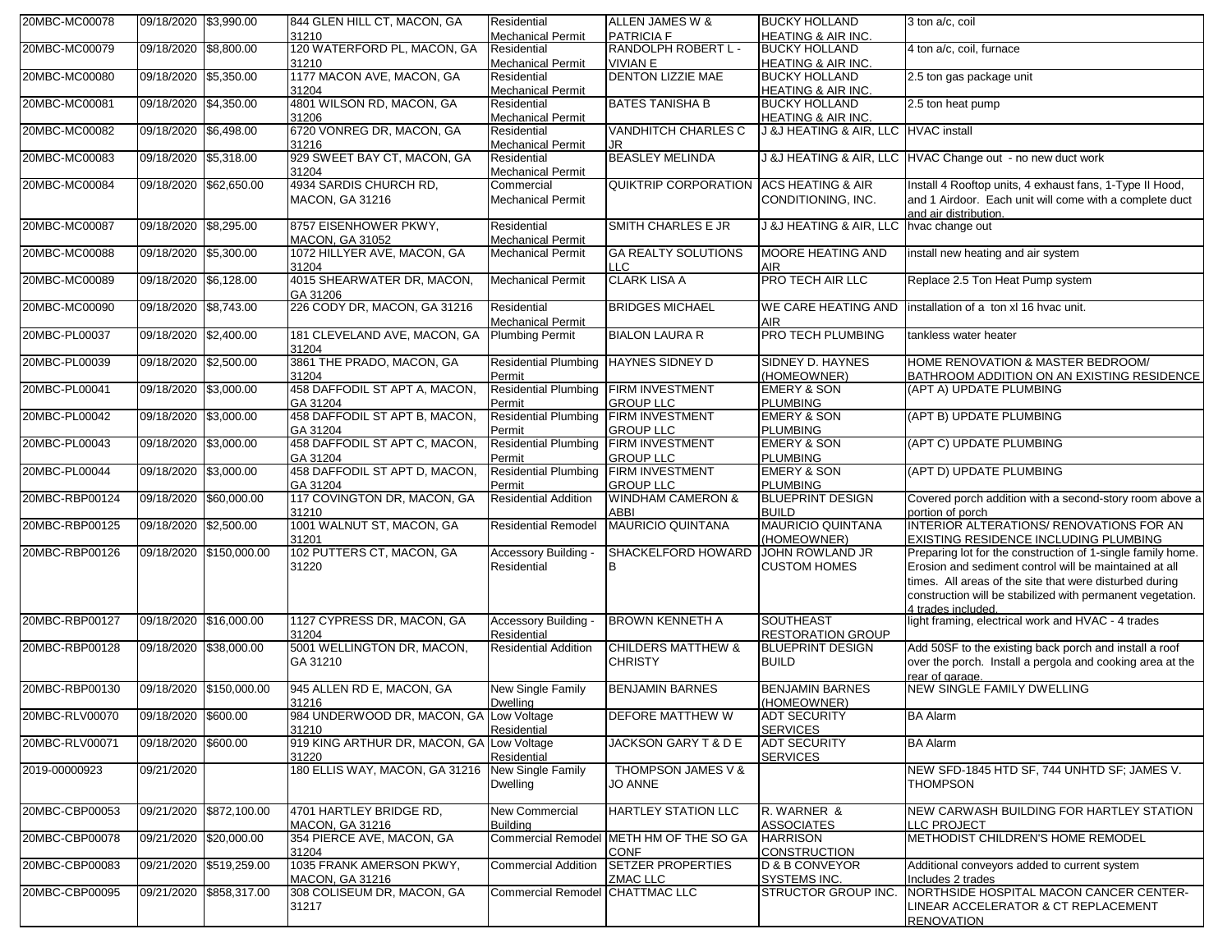| | | | | | | | | |
|---|---|---|---|---|---|---|---|---|
| 20MBC-MC00078 | 09/18/2020 | $3,990.00 | 844 GLEN HILL CT, MACON, GA 31210 | Residential Mechanical Permit | ALLEN JAMES W & PATRICIA F | BUCKY HOLLAND HEATING & AIR INC. | 3 ton a/c, coil |
| 20MBC-MC00079 | 09/18/2020 | $8,800.00 | 120 WATERFORD PL, MACON, GA 31210 | Residential Mechanical Permit | RANDOLPH ROBERT L - VIVIAN E | BUCKY HOLLAND HEATING & AIR INC. | 4 ton a/c, coil, furnace |
| 20MBC-MC00080 | 09/18/2020 | $5,350.00 | 1177 MACON AVE, MACON, GA 31204 | Residential Mechanical Permit | DENTON LIZZIE MAE | BUCKY HOLLAND HEATING & AIR INC. | 2.5 ton gas package unit |
| 20MBC-MC00081 | 09/18/2020 | $4,350.00 | 4801 WILSON RD, MACON, GA 31206 | Residential Mechanical Permit | BATES TANISHA B | BUCKY HOLLAND HEATING & AIR INC. | 2.5 ton heat pump |
| 20MBC-MC00082 | 09/18/2020 | $6,498.00 | 6720 VONREG DR, MACON, GA 31216 | Residential Mechanical Permit | VANDHITCH CHARLES C JR | J &J HEATING & AIR, LLC | HVAC install |
| 20MBC-MC00083 | 09/18/2020 | $5,318.00 | 929 SWEET BAY CT, MACON, GA 31204 | Residential Mechanical Permit | BEASLEY MELINDA | J &J HEATING & AIR, LLC | HVAC Change out - no new duct work |
| 20MBC-MC00084 | 09/18/2020 | $62,650.00 | 4934 SARDIS CHURCH RD, MACON, GA 31216 | Commercial Mechanical Permit | QUIKTRIP CORPORATION | ACS HEATING & AIR CONDITIONING, INC. | Install 4 Rooftop units, 4 exhaust fans, 1-Type II Hood, and 1 Airdoor. Each unit will come with a complete duct and air distribution. |
| 20MBC-MC00087 | 09/18/2020 | $8,295.00 | 8757 EISENHOWER PKWY, MACON, GA 31052 | Residential Mechanical Permit | SMITH CHARLES E JR | J &J HEATING & AIR, LLC | hvac change out |
| 20MBC-MC00088 | 09/18/2020 | $5,300.00 | 1072 HILLYER AVE, MACON, GA 31204 | Mechanical Permit | GA REALTY SOLUTIONS LLC | MOORE HEATING AND AIR | install new heating and air system |
| 20MBC-MC00089 | 09/18/2020 | $6,128.00 | 4015 SHEARWATER DR, MACON, GA 31206 | Mechanical Permit | CLARK LISA A | PRO TECH AIR LLC | Replace 2.5 Ton Heat Pump system |
| 20MBC-MC00090 | 09/18/2020 | $8,743.00 | 226 CODY DR, MACON, GA 31216 | Residential Mechanical Permit | BRIDGES MICHAEL | WE CARE HEATING AND AIR | installation of a ton xl 16 hvac unit. |
| 20MBC-PL00037 | 09/18/2020 | $2,400.00 | 181 CLEVELAND AVE, MACON, GA 31204 | Plumbing Permit | BIALON LAURA R | PRO TECH PLUMBING | tankless water heater |
| 20MBC-PL00039 | 09/18/2020 | $2,500.00 | 3861 THE PRADO, MACON, GA 31204 | Residential Plumbing Permit | HAYNES SIDNEY D | SIDNEY D. HAYNES (HOMEOWNER) | HOME RENOVATION & MASTER BEDROOM/ BATHROOM ADDITION ON AN EXISTING RESIDENCE |
| 20MBC-PL00041 | 09/18/2020 | $3,000.00 | 458 DAFFODIL ST APT A, MACON, GA 31204 | Residential Plumbing Permit | FIRM INVESTMENT GROUP LLC | EMERY & SON PLUMBING | (APT A) UPDATE PLUMBING |
| 20MBC-PL00042 | 09/18/2020 | $3,000.00 | 458 DAFFODIL ST APT B, MACON, GA 31204 | Residential Plumbing Permit | FIRM INVESTMENT GROUP LLC | EMERY & SON PLUMBING | (APT B) UPDATE PLUMBING |
| 20MBC-PL00043 | 09/18/2020 | $3,000.00 | 458 DAFFODIL ST APT C, MACON, GA 31204 | Residential Plumbing Permit | FIRM INVESTMENT GROUP LLC | EMERY & SON PLUMBING | (APT C) UPDATE PLUMBING |
| 20MBC-PL00044 | 09/18/2020 | $3,000.00 | 458 DAFFODIL ST APT D, MACON, GA 31204 | Residential Plumbing Permit | FIRM INVESTMENT GROUP LLC | EMERY & SON PLUMBING | (APT D) UPDATE PLUMBING |
| 20MBC-RBP00124 | 09/18/2020 | $60,000.00 | 117 COVINGTON DR, MACON, GA 31210 | Residential Addition | WINDHAM CAMERON & ABBI | BLUEPRINT DESIGN BUILD | Covered porch addition with a second-story room above a portion of porch |
| 20MBC-RBP00125 | 09/18/2020 | $2,500.00 | 1001 WALNUT ST, MACON, GA 31201 | Residential Remodel | MAURICIO QUINTANA | MAURICIO QUINTANA (HOMEOWNER) | INTERIOR ALTERATIONS/ RENOVATIONS FOR AN EXISTING RESIDENCE INCLUDING PLUMBING |
| 20MBC-RBP00126 | 09/18/2020 | $150,000.00 | 102 PUTTERS CT, MACON, GA 31220 | Accessory Building - Residential | SHACKELFORD HOWARD B | JOHN ROWLAND JR CUSTOM HOMES | Preparing lot for the construction of 1-single family home. Erosion and sediment control will be maintained at all times. All areas of the site that were disturbed during construction will be stabilized with permanent vegetation. 4 trades included. |
| 20MBC-RBP00127 | 09/18/2020 | $16,000.00 | 1127 CYPRESS DR, MACON, GA 31204 | Accessory Building - Residential | BROWN KENNETH A | SOUTHEAST RESTORATION GROUP | light framing, electrical work and HVAC - 4 trades |
| 20MBC-RBP00128 | 09/18/2020 | $38,000.00 | 5001 WELLINGTON DR, MACON, GA 31210 | Residential Addition | CHILDERS MATTHEW & CHRISTY | BLUEPRINT DESIGN BUILD | Add 50SF to the existing back porch and install a roof over the porch. Install a pergola and cooking area at the rear of garage. |
| 20MBC-RBP00130 | 09/18/2020 | $150,000.00 | 945 ALLEN RD E, MACON, GA 31216 | New Single Family Dwelling | BENJAMIN BARNES | BENJAMIN BARNES (HOMEOWNER) | NEW SINGLE FAMILY DWELLING |
| 20MBC-RLV00070 | 09/18/2020 | $600.00 | 984 UNDERWOOD DR, MACON, GA 31210 | Low Voltage Residential | DEFORE MATTHEW W | ADT SECURITY SERVICES | BA Alarm |
| 20MBC-RLV00071 | 09/18/2020 | $600.00 | 919 KING ARTHUR DR, MACON, GA 31220 | Low Voltage Residential | JACKSON GARY T & D E | ADT SECURITY SERVICES | BA Alarm |
| 2019-00000923 | 09/21/2020 | | 180 ELLIS WAY, MACON, GA 31216 | New Single Family Dwelling | THOMPSON JAMES V & JO ANNE | | NEW SFD-1845 HTD SF, 744 UNHTD SF; JAMES V. THOMPSON |
| 20MBC-CBP00053 | 09/21/2020 | $872,100.00 | 4701 HARTLEY BRIDGE RD, MACON, GA 31216 | New Commercial Building | HARTLEY STATION LLC | R. WARNER & ASSOCIATES | NEW CARWASH BUILDING FOR HARTLEY STATION LLC PROJECT |
| 20MBC-CBP00078 | 09/21/2020 | $20,000.00 | 354 PIERCE AVE, MACON, GA 31204 | Commercial Remodel | METH HM OF THE SO GA CONF | HARRISON CONSTRUCTION | METHODIST CHILDREN'S HOME REMODEL |
| 20MBC-CBP00083 | 09/21/2020 | $519,259.00 | 1035 FRANK AMERSON PKWY, MACON, GA 31216 | Commercial Addition | SETZER PROPERTIES ZMAC LLC | D & B CONVEYOR SYSTEMS INC. | Additional conveyors added to current system Includes 2 trades |
| 20MBC-CBP00095 | 09/21/2020 | $858,317.00 | 308 COLISEUM DR, MACON, GA 31217 | Commercial Remodel | CHATTMAC LLC | STRUCTOR GROUP INC. | NORTHSIDE HOSPITAL MACON CANCER CENTER-LINEAR ACCELERATOR & CT REPLACEMENT RENOVATION |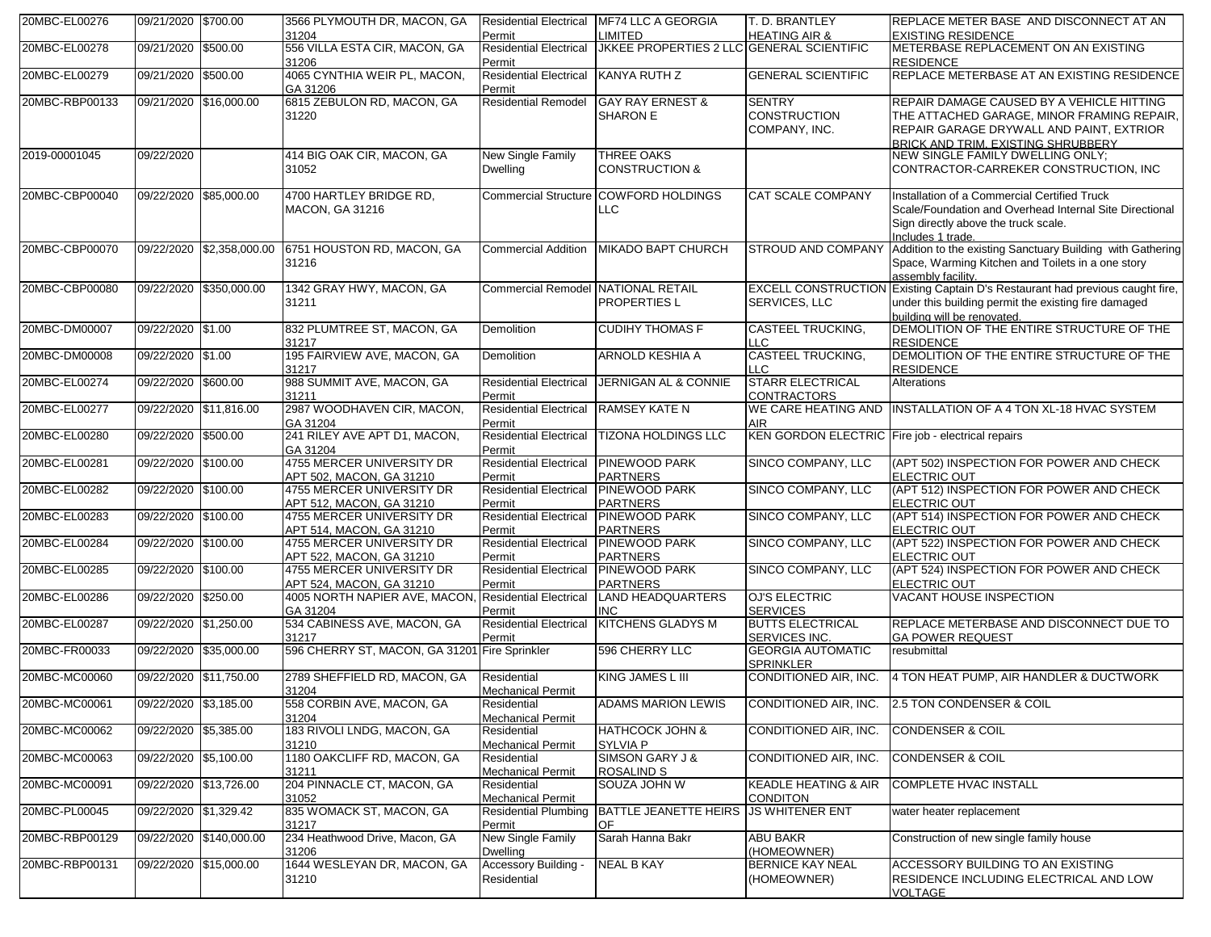| 20MBC-EL00276 | 09/21/2020 | $700.00 | 3566 PLYMOUTH DR, MACON, GA 31204 | Residential Electrical Permit | MF74 LLC A GEORGIA LIMITED | T. D. BRANTLEY HEATING AIR & | REPLACE METER BASE AND DISCONNECT AT AN EXISTING RESIDENCE |
|---|---|---|---|---|---|---|---|
| 20MBC-EL00278 | 09/21/2020 | $500.00 | 556 VILLA ESTA CIR, MACON, GA 31206 | Residential Electrical Permit | JKKEE PROPERTIES 2 LLC | GENERAL SCIENTIFIC | METERBASE REPLACEMENT ON AN EXISTING RESIDENCE |
| 20MBC-EL00279 | 09/21/2020 | $500.00 | 4065 CYNTHIA WEIR PL, MACON, GA 31206 | Residential Electrical Permit | KANYA RUTH Z | GENERAL SCIENTIFIC | REPLACE METERBASE AT AN EXISTING RESIDENCE |
| 20MBC-RBP00133 | 09/21/2020 | $16,000.00 | 6815 ZEBULON RD, MACON, GA 31220 | Residential Remodel | GAY RAY ERNEST & SHARON E | SENTRY CONSTRUCTION COMPANY, INC. | REPAIR DAMAGE CAUSED BY A VEHICLE HITTING THE ATTACHED GARAGE, MINOR FRAMING REPAIR, REPAIR GARAGE DRYWALL AND PAINT, EXTRIOR BRICK AND TRIM, EXISTING SHRUBBERY |
| 2019-00001045 | 09/22/2020 | | 414 BIG OAK CIR, MACON, GA 31052 | New Single Family Dwelling | THREE OAKS CONSTRUCTION & | | NEW SINGLE FAMILY DWELLING ONLY; CONTRACTOR-CARREKER CONSTRUCTION, INC |
| 20MBC-CBP00040 | 09/22/2020 | $85,000.00 | 4700 HARTLEY BRIDGE RD, MACON, GA 31216 | Commercial Structure | COWFORD HOLDINGS LLC | CAT SCALE COMPANY | Installation of a Commercial Certified Truck Scale/Foundation and Overhead Internal Site Directional Sign directly above the truck scale. Includes 1 trade. |
| 20MBC-CBP00070 | 09/22/2020 | $2,358,000.00 | 6751 HOUSTON RD, MACON, GA 31216 | Commercial Addition | MIKADO BAPT CHURCH | STROUD AND COMPANY | Addition to the existing Sanctuary Building with Gathering Space, Warming Kitchen and Toilets in a one story assembly facility. |
| 20MBC-CBP00080 | 09/22/2020 | $350,000.00 | 1342 GRAY HWY, MACON, GA 31211 | Commercial Remodel | NATIONAL RETAIL PROPERTIES L | EXCELL CONSTRUCTION SERVICES, LLC | Existing Captain D's Restaurant had previous caught fire, under this building permit the existing fire damaged building will be renovated. |
| 20MBC-DM00007 | 09/22/2020 | $1.00 | 832 PLUMTREE ST, MACON, GA 31217 | Demolition | CUDIHY THOMAS F | CASTEEL TRUCKING, LLC | DEMOLITION OF THE ENTIRE STRUCTURE OF THE RESIDENCE |
| 20MBC-DM00008 | 09/22/2020 | $1.00 | 195 FAIRVIEW AVE, MACON, GA 31217 | Demolition | ARNOLD KESHIA A | CASTEEL TRUCKING, LLC | DEMOLITION OF THE ENTIRE STRUCTURE OF THE RESIDENCE |
| 20MBC-EL00274 | 09/22/2020 | $600.00 | 988 SUMMIT AVE, MACON, GA 31211 | Residential Electrical Permit | JERNIGAN AL & CONNIE | STARR ELECTRICAL CONTRACTORS | Alterations |
| 20MBC-EL00277 | 09/22/2020 | $11,816.00 | 2987 WOODHAVEN CIR, MACON, GA 31204 | Residential Electrical Permit | RAMSEY KATE N | WE CARE HEATING AND AIR | INSTALLATION OF A 4 TON XL-18 HVAC SYSTEM |
| 20MBC-EL00280 | 09/22/2020 | $500.00 | 241 RILEY AVE APT D1, MACON, GA 31204 | Residential Electrical Permit | TIZONA HOLDINGS LLC | KEN GORDON ELECTRIC | Fire job - electrical repairs |
| 20MBC-EL00281 | 09/22/2020 | $100.00 | 4755 MERCER UNIVERSITY DR APT 502, MACON, GA 31210 | Residential Electrical Permit | PINEWOOD PARK PARTNERS | SINCO COMPANY, LLC | (APT 502) INSPECTION FOR POWER AND CHECK ELECTRIC OUT |
| 20MBC-EL00282 | 09/22/2020 | $100.00 | 4755 MERCER UNIVERSITY DR APT 512, MACON, GA 31210 | Residential Electrical Permit | PINEWOOD PARK PARTNERS | SINCO COMPANY, LLC | (APT 512) INSPECTION FOR POWER AND CHECK ELECTRIC OUT |
| 20MBC-EL00283 | 09/22/2020 | $100.00 | 4755 MERCER UNIVERSITY DR APT 514, MACON, GA 31210 | Residential Electrical Permit | PINEWOOD PARK PARTNERS | SINCO COMPANY, LLC | (APT 514) INSPECTION FOR POWER AND CHECK ELECTRIC OUT |
| 20MBC-EL00284 | 09/22/2020 | $100.00 | 4755 MERCER UNIVERSITY DR APT 522, MACON, GA 31210 | Residential Electrical Permit | PINEWOOD PARK PARTNERS | SINCO COMPANY, LLC | (APT 522) INSPECTION FOR POWER AND CHECK ELECTRIC OUT |
| 20MBC-EL00285 | 09/22/2020 | $100.00 | 4755 MERCER UNIVERSITY DR APT 524, MACON, GA 31210 | Residential Electrical Permit | PINEWOOD PARK PARTNERS | SINCO COMPANY, LLC | (APT 524) INSPECTION FOR POWER AND CHECK ELECTRIC OUT |
| 20MBC-EL00286 | 09/22/2020 | $250.00 | 4005 NORTH NAPIER AVE, MACON, GA 31204 | Residential Electrical Permit | LAND HEADQUARTERS INC | OJ'S ELECTRIC SERVICES | VACANT HOUSE INSPECTION |
| 20MBC-EL00287 | 09/22/2020 | $1,250.00 | 534 CABINESS AVE, MACON, GA 31217 | Residential Electrical Permit | KITCHENS GLADYS M | BUTTS ELECTRICAL SERVICES INC. | REPLACE METERBASE AND DISCONNECT DUE TO GA POWER REQUEST |
| 20MBC-FR00033 | 09/22/2020 | $35,000.00 | 596 CHERRY ST, MACON, GA 31201 | Fire Sprinkler | 596 CHERRY LLC | GEORGIA AUTOMATIC SPRINKLER | resubmittal |
| 20MBC-MC00060 | 09/22/2020 | $11,750.00 | 2789 SHEFFIELD RD, MACON, GA 31204 | Residential Mechanical Permit | KING JAMES L III | CONDITIONED AIR, INC. | 4 TON HEAT PUMP, AIR HANDLER & DUCTWORK |
| 20MBC-MC00061 | 09/22/2020 | $3,185.00 | 558 CORBIN AVE, MACON, GA 31204 | Residential Mechanical Permit | ADAMS MARION LEWIS | CONDITIONED AIR, INC. | 2.5 TON CONDENSER & COIL |
| 20MBC-MC00062 | 09/22/2020 | $5,385.00 | 183 RIVOLI LNDG, MACON, GA 31210 | Residential Mechanical Permit | HATHCOCK JOHN & SYLVIA P | CONDITIONED AIR, INC. | CONDENSER & COIL |
| 20MBC-MC00063 | 09/22/2020 | $5,100.00 | 1180 OAKCLIFF RD, MACON, GA 31211 | Residential Mechanical Permit | SIMSON GARY J & ROSALIND S | CONDITIONED AIR, INC. | CONDENSER & COIL |
| 20MBC-MC00091 | 09/22/2020 | $13,726.00 | 204 PINNACLE CT, MACON, GA 31052 | Residential Mechanical Permit | SOUZA JOHN W | KEADLE HEATING & AIR CONDITON | COMPLETE HVAC INSTALL |
| 20MBC-PL00045 | 09/22/2020 | $1,329.42 | 835 WOMACK ST, MACON, GA 31217 | Residential Plumbing Permit | BATTLE JEANETTE HEIRS OF | JS WHITENER ENT | water heater replacement |
| 20MBC-RBP00129 | 09/22/2020 | $140,000.00 | 234 Heathwood Drive, Macon, Ga 31206 | New Single Family Dwelling | Sarah Hanna Bakr | ABU BAKR (HOMEOWNER) | Construction of new single family house |
| 20MBC-RBP00131 | 09/22/2020 | $15,000.00 | 1644 WESLEYAN DR, MACON, GA 31210 | Accessory Building - Residential | NEAL B KAY | BERNICE KAY NEAL (HOMEOWNER) | ACCESSORY BUILDING TO AN EXISTING RESIDENCE INCLUDING ELECTRICAL AND LOW VOLTAGE |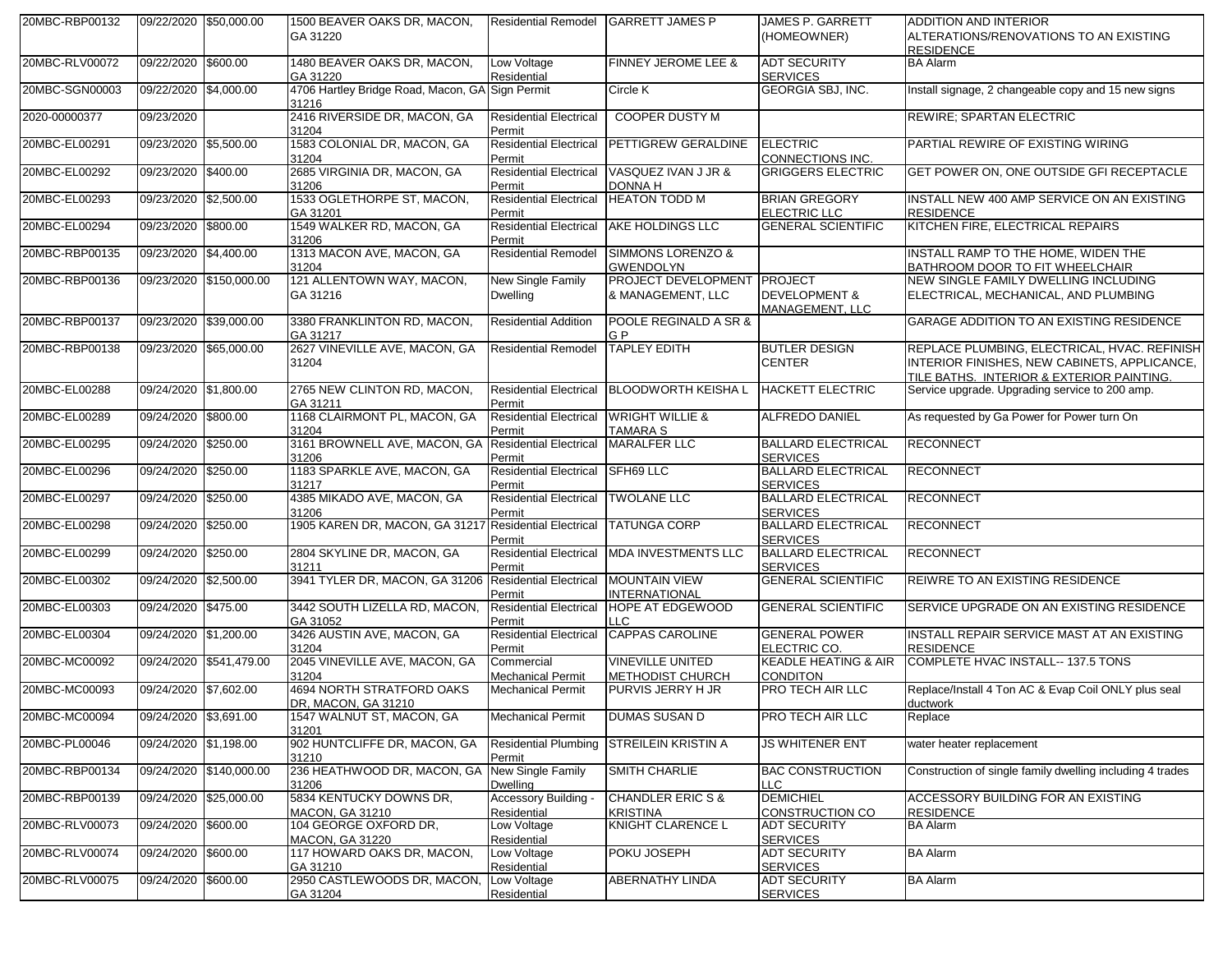| 20MBC-RBP00132 | 09/22/2020 | $50,000.00 | 1500 BEAVER OAKS DR, MACON, GA 31220 | Residential Remodel | GARRETT JAMES P | JAMES P. GARRETT (HOMEOWNER) | ADDITION AND INTERIOR ALTERATIONS/RENOVATIONS TO AN EXISTING RESIDENCE |
|---|---|---|---|---|---|---|---|
| 20MBC-RLV00072 | 09/22/2020 | $600.00 | 1480 BEAVER OAKS DR, MACON, GA 31220 | Low Voltage Residential | FINNEY JEROME LEE & | ADT SECURITY SERVICES | BA Alarm |
| 20MBC-SGN00003 | 09/22/2020 | $4,000.00 | 4706 Hartley Bridge Road, Macon, GA 31216 | Sign Permit | Circle K | GEORGIA SBJ, INC. | Install signage, 2 changeable copy and 15 new signs |
| 2020-00000377 | 09/23/2020 | | 2416 RIVERSIDE DR, MACON, GA 31204 | Residential Electrical Permit | COOPER DUSTY M | | REWIRE; SPARTAN ELECTRIC |
| 20MBC-EL00291 | 09/23/2020 | $5,500.00 | 1583 COLONIAL DR, MACON, GA 31204 | Residential Electrical Permit | PETTIGREW GERALDINE | ELECTRIC CONNECTIONS INC. | PARTIAL REWIRE OF EXISTING WIRING |
| 20MBC-EL00292 | 09/23/2020 | $400.00 | 2685 VIRGINIA DR, MACON, GA 31206 | Residential Electrical Permit | VASQUEZ IVAN J JR & DONNA H | GRIGGERS ELECTRIC | GET POWER ON, ONE OUTSIDE GFI RECEPTACLE |
| 20MBC-EL00293 | 09/23/2020 | $2,500.00 | 1533 OGLETHORPE ST, MACON, GA 31201 | Residential Electrical Permit | HEATON TODD M | BRIAN GREGORY ELECTRIC LLC | INSTALL NEW 400 AMP SERVICE ON AN EXISTING RESIDENCE |
| 20MBC-EL00294 | 09/23/2020 | $800.00 | 1549 WALKER RD, MACON, GA 31206 | Residential Electrical Permit | AKE HOLDINGS LLC | GENERAL SCIENTIFIC | KITCHEN FIRE, ELECTRICAL REPAIRS |
| 20MBC-RBP00135 | 09/23/2020 | $4,400.00 | 1313 MACON AVE, MACON, GA 31204 | Residential Remodel | SIMMONS LORENZO & GWENDOLYN | | INSTALL RAMP TO THE HOME, WIDEN THE BATHROOM DOOR TO FIT WHEELCHAIR |
| 20MBC-RBP00136 | 09/23/2020 | $150,000.00 | 121 ALLENTOWN WAY, MACON, GA 31216 | New Single Family Dwelling | PROJECT DEVELOPMENT & MANAGEMENT, LLC | PROJECT DEVELOPMENT & MANAGEMENT, LLC | NEW SINGLE FAMILY DWELLING INCLUDING ELECTRICAL, MECHANICAL, AND PLUMBING |
| 20MBC-RBP00137 | 09/23/2020 | $39,000.00 | 3380 FRANKLINTON RD, MACON, GA 31217 | Residential Addition | POOLE REGINALD A SR & G P | | GARAGE ADDITION TO AN EXISTING RESIDENCE |
| 20MBC-RBP00138 | 09/23/2020 | $65,000.00 | 2627 VINEVILLE AVE, MACON, GA 31204 | Residential Remodel | TAPLEY EDITH | BUTLER DESIGN CENTER | REPLACE PLUMBING, ELECTRICAL, HVAC. REFINISH INTERIOR FINISHES, NEW CABINETS, APPLICANCE, TILE BATHS. INTERIOR & EXTERIOR PAINTING. |
| 20MBC-EL00288 | 09/24/2020 | $1,800.00 | 2765 NEW CLINTON RD, MACON, GA 31211 | Residential Electrical Permit | BLOODWORTH KEISHA L | HACKETT ELECTRIC | Service upgrade. Upgrading service to 200 amp. |
| 20MBC-EL00289 | 09/24/2020 | $800.00 | 1168 CLAIRMONT PL, MACON, GA 31204 | Residential Electrical Permit | WRIGHT WILLIE & TAMARA S | ALFREDO DANIEL | As requested by Ga Power for Power turn On |
| 20MBC-EL00295 | 09/24/2020 | $250.00 | 3161 BROWNELL AVE, MACON, GA 31206 | Residential Electrical Permit | MARALFER LLC | BALLARD ELECTRICAL SERVICES | RECONNECT |
| 20MBC-EL00296 | 09/24/2020 | $250.00 | 1183 SPARKLE AVE, MACON, GA 31217 | Residential Electrical Permit | SFH69 LLC | BALLARD ELECTRICAL SERVICES | RECONNECT |
| 20MBC-EL00297 | 09/24/2020 | $250.00 | 4385 MIKADO AVE, MACON, GA 31206 | Residential Electrical Permit | TWOLANE LLC | BALLARD ELECTRICAL SERVICES | RECONNECT |
| 20MBC-EL00298 | 09/24/2020 | $250.00 | 1905 KAREN DR, MACON, GA 31217 | Residential Electrical Permit | TATUNGA CORP | BALLARD ELECTRICAL SERVICES | RECONNECT |
| 20MBC-EL00299 | 09/24/2020 | $250.00 | 2804 SKYLINE DR, MACON, GA 31211 | Residential Electrical Permit | MDA INVESTMENTS LLC | BALLARD ELECTRICAL SERVICES | RECONNECT |
| 20MBC-EL00302 | 09/24/2020 | $2,500.00 | 3941 TYLER DR, MACON, GA 31206 | Residential Electrical Permit | MOUNTAIN VIEW INTERNATIONAL | GENERAL SCIENTIFIC | REIWRE TO AN EXISTING RESIDENCE |
| 20MBC-EL00303 | 09/24/2020 | $475.00 | 3442 SOUTH LIZELLA RD, MACON, GA 31052 | Residential Electrical Permit | HOPE AT EDGEWOOD LLC | GENERAL SCIENTIFIC | SERVICE UPGRADE ON AN EXISTING RESIDENCE |
| 20MBC-EL00304 | 09/24/2020 | $1,200.00 | 3426 AUSTIN AVE, MACON, GA 31204 | Residential Electrical Permit | CAPPAS CAROLINE | GENERAL POWER ELECTRIC CO. | INSTALL REPAIR SERVICE MAST AT AN EXISTING RESIDENCE |
| 20MBC-MC00092 | 09/24/2020 | $541,479.00 | 2045 VINEVILLE AVE, MACON, GA 31204 | Commercial Mechanical Permit | VINEVILLE UNITED METHODIST CHURCH | KEADLE HEATING & AIR CONDITON | COMPLETE HVAC INSTALL-- 137.5 TONS |
| 20MBC-MC00093 | 09/24/2020 | $7,602.00 | 4694 NORTH STRATFORD OAKS DR, MACON, GA 31210 | Mechanical Permit | PURVIS JERRY H JR | PRO TECH AIR LLC | Replace/Install 4 Ton AC & Evap Coil ONLY plus seal ductwork |
| 20MBC-MC00094 | 09/24/2020 | $3,691.00 | 1547 WALNUT ST, MACON, GA 31201 | Mechanical Permit | DUMAS SUSAN D | PRO TECH AIR LLC | Replace |
| 20MBC-PL00046 | 09/24/2020 | $1,198.00 | 902 HUNTCLIFFE DR, MACON, GA 31210 | Residential Plumbing Permit | STREILEIN KRISTIN A | JS WHITENER ENT | water heater replacement |
| 20MBC-RBP00134 | 09/24/2020 | $140,000.00 | 236 HEATHWOOD DR, MACON, GA 31206 | New Single Family Dwelling | SMITH CHARLIE | BAC CONSTRUCTION LLC | Construction of single family dwelling including 4 trades |
| 20MBC-RBP00139 | 09/24/2020 | $25,000.00 | 5834 KENTUCKY DOWNS DR, MACON, GA 31210 | Accessory Building - Residential | CHANDLER ERIC S & KRISTINA | DEMICHIEL CONSTRUCTION CO | ACCESSORY BUILDING FOR AN EXISTING RESIDENCE |
| 20MBC-RLV00073 | 09/24/2020 | $600.00 | 104 GEORGE OXFORD DR, MACON, GA 31220 | Low Voltage Residential | KNIGHT CLARENCE L | ADT SECURITY SERVICES | BA Alarm |
| 20MBC-RLV00074 | 09/24/2020 | $600.00 | 117 HOWARD OAKS DR, MACON, GA 31210 | Low Voltage Residential | POKU JOSEPH | ADT SECURITY SERVICES | BA Alarm |
| 20MBC-RLV00075 | 09/24/2020 | $600.00 | 2950 CASTLEWOODS DR, MACON, GA 31204 | Low Voltage Residential | ABERNATHY LINDA | ADT SECURITY SERVICES | BA Alarm |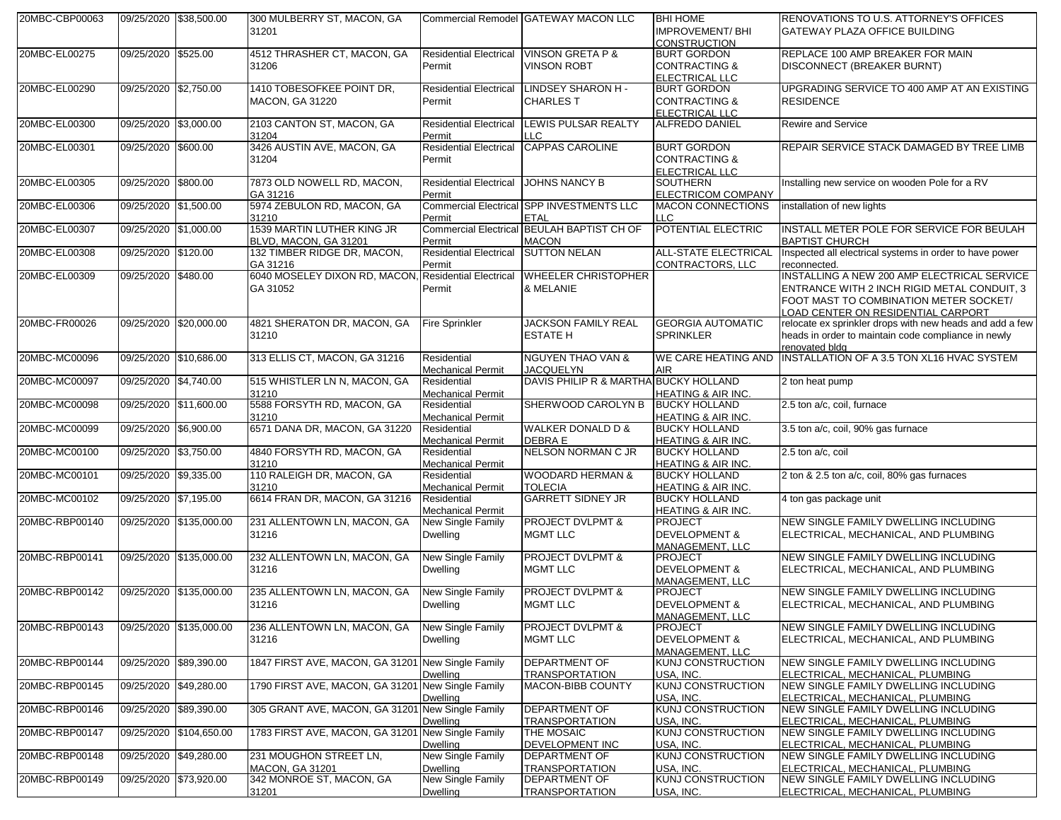| | | | | | | | |
|---|---|---|---|---|---|---|---|
| 20MBC-CBP00063 | 09/25/2020 | $38,500.00 | 300 MULBERRY ST, MACON, GA 31201 | Commercial Remodel | GATEWAY MACON LLC | BHI HOME IMPROVEMENT/ BHI CONSTRUCTION | RENOVATIONS TO U.S. ATTORNEY'S OFFICES GATEWAY PLAZA OFFICE BUILDING |
| 20MBC-EL00275 | 09/25/2020 | $525.00 | 4512 THRASHER CT, MACON, GA 31206 | Residential Electrical Permit | VINSON GRETA P & VINSON ROBT | BURT GORDON CONTRACTING & ELECTRICAL LLC | REPLACE 100 AMP BREAKER FOR MAIN DISCONNECT (BREAKER BURNT) |
| 20MBC-EL00290 | 09/25/2020 | $2,750.00 | 1410 TOBESOFKEE POINT DR, MACON, GA 31220 | Residential Electrical Permit | LINDSEY SHARON H - CHARLES T | BURT GORDON CONTRACTING & ELECTRICAL LLC | UPGRADING SERVICE TO 400 AMP AT AN EXISTING RESIDENCE |
| 20MBC-EL00300 | 09/25/2020 | $3,000.00 | 2103 CANTON ST, MACON, GA 31204 | Residential Electrical Permit | LEWIS PULSAR REALTY LLC | ALFREDO DANIEL | Rewire and Service |
| 20MBC-EL00301 | 09/25/2020 | $600.00 | 3426 AUSTIN AVE, MACON, GA 31204 | Residential Electrical Permit | CAPPAS CAROLINE | BURT GORDON CONTRACTING & ELECTRICAL LLC | REPAIR SERVICE STACK DAMAGED BY TREE LIMB |
| 20MBC-EL00305 | 09/25/2020 | $800.00 | 7873 OLD NOWELL RD, MACON, GA 31216 | Residential Electrical Permit | JOHNS NANCY B | SOUTHERN ELECTRICOM COMPANY | Installing new service on wooden Pole for a RV |
| 20MBC-EL00306 | 09/25/2020 | $1,500.00 | 5974 ZEBULON RD, MACON, GA 31210 | Commercial Electrical Permit | SPP INVESTMENTS LLC ETAL | MACON CONNECTIONS LLC | installation of new lights |
| 20MBC-EL00307 | 09/25/2020 | $1,000.00 | 1539 MARTIN LUTHER KING JR BLVD, MACON, GA 31201 | Commercial Electrical Permit | BEULAH BAPTIST CH OF MACON | POTENTIAL ELECTRIC | INSTALL METER POLE FOR SERVICE FOR BEULAH BAPTIST CHURCH |
| 20MBC-EL00308 | 09/25/2020 | $120.00 | 132 TIMBER RIDGE DR, MACON, GA 31216 | Residential Electrical Permit | SUTTON NELAN | ALL-STATE ELECTRICAL CONTRACTORS, LLC | Inspected all electrical systems in order to have power reconnected. |
| 20MBC-EL00309 | 09/25/2020 | $480.00 | 6040 MOSELEY DIXON RD, MACON, GA 31052 | Residential Electrical Permit | WHEELER CHRISTOPHER & MELANIE | | INSTALLING A NEW 200 AMP ELECTRICAL SERVICE ENTRANCE WITH 2 INCH RIGID METAL CONDUIT, 3 FOOT MAST TO COMBINATION METER SOCKET/ LOAD CENTER ON RESIDENTIAL CARPORT |
| 20MBC-FR00026 | 09/25/2020 | $20,000.00 | 4821 SHERATON DR, MACON, GA 31210 | Fire Sprinkler | JACKSON FAMILY REAL ESTATE H | GEORGIA AUTOMATIC SPRINKLER | relocate ex sprinkler drops with new heads and add a few heads in order to maintain code compliance in newly renovated bldg |
| 20MBC-MC00096 | 09/25/2020 | $10,686.00 | 313 ELLIS CT, MACON, GA 31216 | Residential Mechanical Permit | NGUYEN THAO VAN & JACQUELYN | WE CARE HEATING AND AIR | INSTALLATION OF A 3.5 TON XL16 HVAC SYSTEM |
| 20MBC-MC00097 | 09/25/2020 | $4,740.00 | 515 WHISTLER LN N, MACON, GA 31210 | Residential Mechanical Permit | DAVIS PHILIP R & MARTHA | BUCKY HOLLAND HEATING & AIR INC. | 2 ton heat pump |
| 20MBC-MC00098 | 09/25/2020 | $11,600.00 | 5588 FORSYTH RD, MACON, GA 31210 | Residential Mechanical Permit | SHERWOOD CAROLYN B | BUCKY HOLLAND HEATING & AIR INC. | 2.5 ton a/c, coil, furnace |
| 20MBC-MC00099 | 09/25/2020 | $6,900.00 | 6571 DANA DR, MACON, GA 31220 | Residential Mechanical Permit | WALKER DONALD D & DEBRA E | BUCKY HOLLAND HEATING & AIR INC. | 3.5 ton a/c, coil, 90% gas furnace |
| 20MBC-MC00100 | 09/25/2020 | $3,750.00 | 4840 FORSYTH RD, MACON, GA 31210 | Residential Mechanical Permit | NELSON NORMAN C JR | BUCKY HOLLAND HEATING & AIR INC. | 2.5 ton a/c, coil |
| 20MBC-MC00101 | 09/25/2020 | $9,335.00 | 110 RALEIGH DR, MACON, GA 31210 | Residential Mechanical Permit | WOODARD HERMAN & TOLECIA | BUCKY HOLLAND HEATING & AIR INC. | 2 ton & 2.5 ton a/c, coil, 80% gas furnaces |
| 20MBC-MC00102 | 09/25/2020 | $7,195.00 | 6614 FRAN DR, MACON, GA 31216 | Residential Mechanical Permit | GARRETT SIDNEY JR | BUCKY HOLLAND HEATING & AIR INC. | 4 ton gas package unit |
| 20MBC-RBP00140 | 09/25/2020 | $135,000.00 | 231 ALLENTOWN LN, MACON, GA 31216 | New Single Family Dwelling | PROJECT DVLPMT & MGMT LLC | PROJECT DEVELOPMENT & MANAGEMENT, LLC | NEW SINGLE FAMILY DWELLING INCLUDING ELECTRICAL, MECHANICAL, AND PLUMBING |
| 20MBC-RBP00141 | 09/25/2020 | $135,000.00 | 232 ALLENTOWN LN, MACON, GA 31216 | New Single Family Dwelling | PROJECT DVLPMT & MGMT LLC | PROJECT DEVELOPMENT & MANAGEMENT, LLC | NEW SINGLE FAMILY DWELLING INCLUDING ELECTRICAL, MECHANICAL, AND PLUMBING |
| 20MBC-RBP00142 | 09/25/2020 | $135,000.00 | 235 ALLENTOWN LN, MACON, GA 31216 | New Single Family Dwelling | PROJECT DVLPMT & MGMT LLC | PROJECT DEVELOPMENT & MANAGEMENT, LLC | NEW SINGLE FAMILY DWELLING INCLUDING ELECTRICAL, MECHANICAL, AND PLUMBING |
| 20MBC-RBP00143 | 09/25/2020 | $135,000.00 | 236 ALLENTOWN LN, MACON, GA 31216 | New Single Family Dwelling | PROJECT DVLPMT & MGMT LLC | PROJECT DEVELOPMENT & MANAGEMENT, LLC | NEW SINGLE FAMILY DWELLING INCLUDING ELECTRICAL, MECHANICAL, AND PLUMBING |
| 20MBC-RBP00144 | 09/25/2020 | $89,390.00 | 1847 FIRST AVE, MACON, GA 31201 | New Single Family Dwelling | DEPARTMENT OF TRANSPORTATION | KUNJ CONSTRUCTION USA, INC. | NEW SINGLE FAMILY DWELLING INCLUDING ELECTRICAL, MECHANICAL, PLUMBING |
| 20MBC-RBP00145 | 09/25/2020 | $49,280.00 | 1790 FIRST AVE, MACON, GA 31201 | New Single Family Dwelling | MACON-BIBB COUNTY | KUNJ CONSTRUCTION USA, INC. | NEW SINGLE FAMILY DWELLING INCLUDING ELECTRICAL, MECHANICAL, PLUMBING |
| 20MBC-RBP00146 | 09/25/2020 | $89,390.00 | 305 GRANT AVE, MACON, GA 31201 | New Single Family Dwelling | DEPARTMENT OF TRANSPORTATION | KUNJ CONSTRUCTION USA, INC. | NEW SINGLE FAMILY DWELLING INCLUDING ELECTRICAL, MECHANICAL, PLUMBING |
| 20MBC-RBP00147 | 09/25/2020 | $104,650.00 | 1783 FIRST AVE, MACON, GA 31201 | New Single Family Dwelling | THE MOSAIC DEVELOPMENT INC | KUNJ CONSTRUCTION USA, INC. | NEW SINGLE FAMILY DWELLING INCLUDING ELECTRICAL, MECHANICAL, PLUMBING |
| 20MBC-RBP00148 | 09/25/2020 | $49,280.00 | 231 MOUGHON STREET LN, MACON, GA 31201 | New Single Family Dwelling | DEPARTMENT OF TRANSPORTATION | KUNJ CONSTRUCTION USA, INC. | NEW SINGLE FAMILY DWELLING INCLUDING ELECTRICAL, MECHANICAL, PLUMBING |
| 20MBC-RBP00149 | 09/25/2020 | $73,920.00 | 342 MONROE ST, MACON, GA 31201 | New Single Family Dwelling | DEPARTMENT OF TRANSPORTATION | KUNJ CONSTRUCTION USA, INC. | NEW SINGLE FAMILY DWELLING INCLUDING ELECTRICAL, MECHANICAL, PLUMBING |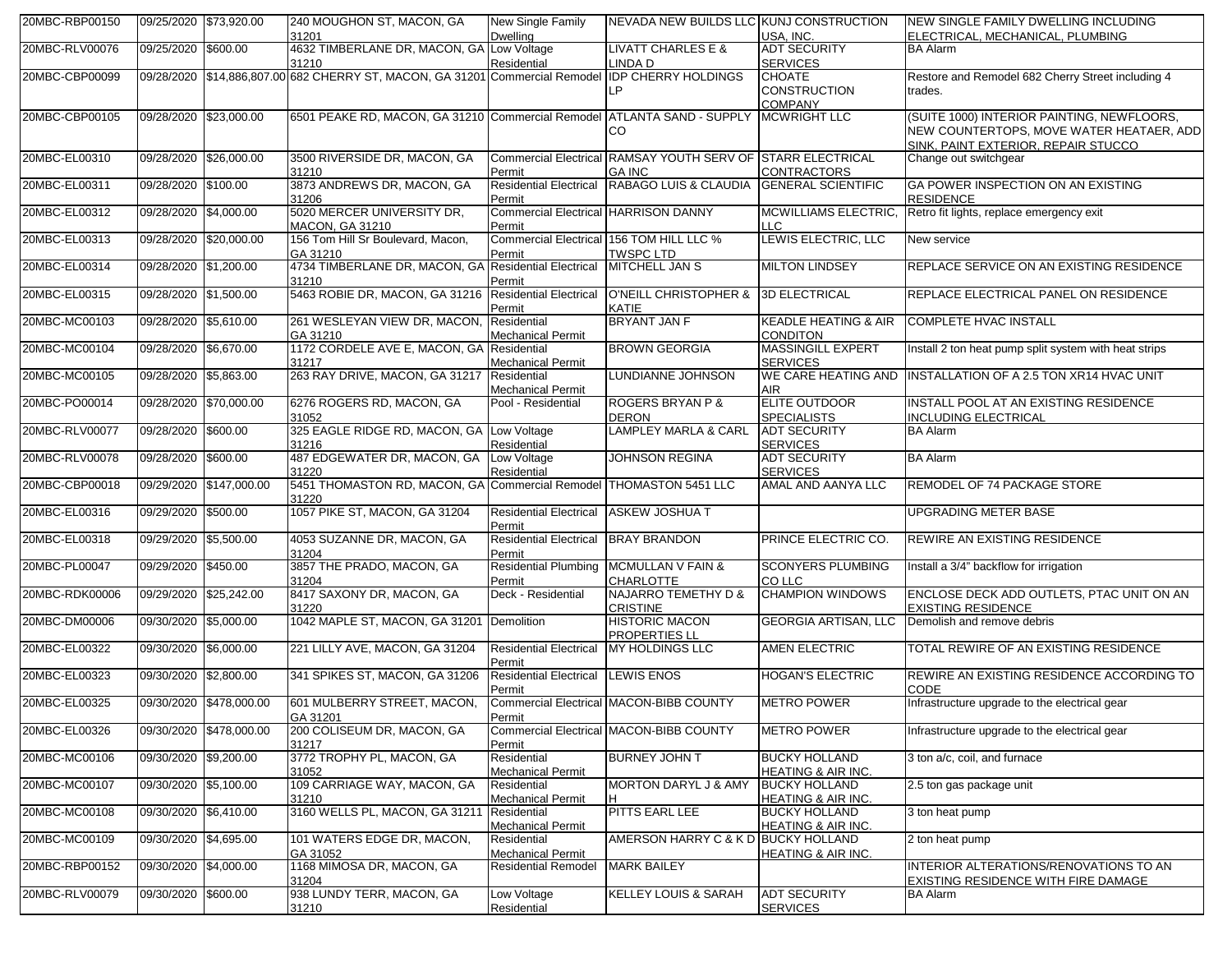| | | | | | | | |
|---|---|---|---|---|---|---|---|
| 20MBC-RBP00150 | 09/25/2020 | $73,920.00 | 240 MOUGHON ST, MACON, GA 31201 | New Single Family Dwelling | NEVADA NEW BUILDS LLC | KUNJ CONSTRUCTION USA, INC. | NEW SINGLE FAMILY DWELLING INCLUDING ELECTRICAL, MECHANICAL, PLUMBING |
| 20MBC-RLV00076 | 09/25/2020 | $600.00 | 4632 TIMBERLANE DR, MACON, GA 31210 | Low Voltage Residential | LIVATT CHARLES E & LINDA D | ADT SECURITY SERVICES | BA Alarm |
| 20MBC-CBP00099 | 09/28/2020 | $14,886,807.00 | 682 CHERRY ST, MACON, GA 31201 | Commercial Remodel | IDP CHERRY HOLDINGS LP | CHOATE CONSTRUCTION COMPANY | Restore and Remodel 682 Cherry Street including 4 trades. |
| 20MBC-CBP00105 | 09/28/2020 | $23,000.00 | 6501 PEAKE RD, MACON, GA 31210 | Commercial Remodel | ATLANTA SAND - SUPPLY CO | MCWRIGHT LLC | (SUITE 1000) INTERIOR PAINTING, NEWFLOORS, NEW COUNTERTOPS, MOVE WATER HEATAER, ADD SINK, PAINT EXTERIOR, REPAIR STUCCO |
| 20MBC-EL00310 | 09/28/2020 | $26,000.00 | 3500 RIVERSIDE DR, MACON, GA 31210 | Commercial Electrical Permit | RAMSAY YOUTH SERV OF GA INC | STARR ELECTRICAL CONTRACTORS | Change out switchgear |
| 20MBC-EL00311 | 09/28/2020 | $100.00 | 3873 ANDREWS DR, MACON, GA 31206 | Residential Electrical Permit | RABAGO LUIS & CLAUDIA | GENERAL SCIENTIFIC | GA POWER INSPECTION ON AN EXISTING RESIDENCE |
| 20MBC-EL00312 | 09/28/2020 | $4,000.00 | 5020 MERCER UNIVERSITY DR, MACON, GA 31210 | Commercial Electrical Permit | HARRISON DANNY | MCWILLIAMS ELECTRIC, LLC | Retro fit lights, replace emergency exit |
| 20MBC-EL00313 | 09/28/2020 | $20,000.00 | 156 Tom Hill Sr Boulevard, Macon, GA 31210 | Commercial Electrical Permit | 156 TOM HILL LLC % TWSPC LTD | LEWIS ELECTRIC, LLC | New service |
| 20MBC-EL00314 | 09/28/2020 | $1,200.00 | 4734 TIMBERLANE DR, MACON, GA 31210 | Residential Electrical Permit | MITCHELL JAN S | MILTON LINDSEY | REPLACE SERVICE ON AN EXISTING RESIDENCE |
| 20MBC-EL00315 | 09/28/2020 | $1,500.00 | 5463 ROBIE DR, MACON, GA 31216 | Residential Electrical Permit | O'NEILL CHRISTOPHER & KATIE | 3D ELECTRICAL | REPLACE ELECTRICAL PANEL ON RESIDENCE |
| 20MBC-MC00103 | 09/28/2020 | $5,610.00 | 261 WESLEYAN VIEW DR, MACON, GA 31210 | Residential Mechanical Permit | BRYANT JAN F | KEADLE HEATING & AIR CONDITON | COMPLETE HVAC INSTALL |
| 20MBC-MC00104 | 09/28/2020 | $6,670.00 | 1172 CORDELE AVE E, MACON, GA 31217 | Residential Mechanical Permit | BROWN GEORGIA | MASSINGILL EXPERT SERVICES | Install 2 ton heat pump split system with heat strips |
| 20MBC-MC00105 | 09/28/2020 | $5,863.00 | 263 RAY DRIVE, MACON, GA 31217 | Residential Mechanical Permit | LUNDIANNE JOHNSON | WE CARE HEATING AND AIR | INSTALLATION OF A 2.5 TON XR14 HVAC UNIT |
| 20MBC-PO00014 | 09/28/2020 | $70,000.00 | 6276 ROGERS RD, MACON, GA 31052 | Pool - Residential | ROGERS BRYAN P & DERON | ELITE OUTDOOR SPECIALISTS | INSTALL POOL AT AN EXISTING RESIDENCE INCLUDING ELECTRICAL |
| 20MBC-RLV00077 | 09/28/2020 | $600.00 | 325 EAGLE RIDGE RD, MACON, GA 31216 | Low Voltage Residential | LAMPLEY MARLA & CARL | ADT SECURITY SERVICES | BA Alarm |
| 20MBC-RLV00078 | 09/28/2020 | $600.00 | 487 EDGEWATER DR, MACON, GA 31220 | Low Voltage Residential | JOHNSON REGINA | ADT SECURITY SERVICES | BA Alarm |
| 20MBC-CBP00018 | 09/29/2020 | $147,000.00 | 5451 THOMASTON RD, MACON, GA 31220 | Commercial Remodel | THOMASTON 5451 LLC | AMAL AND AANYA LLC | REMODEL OF 74 PACKAGE STORE |
| 20MBC-EL00316 | 09/29/2020 | $500.00 | 1057 PIKE ST, MACON, GA 31204 | Residential Electrical Permit | ASKEW JOSHUA T | | UPGRADING METER BASE |
| 20MBC-EL00318 | 09/29/2020 | $5,500.00 | 4053 SUZANNE DR, MACON, GA 31204 | Residential Electrical Permit | BRAY BRANDON | PRINCE ELECTRIC CO. | REWIRE AN EXISTING RESIDENCE |
| 20MBC-PL00047 | 09/29/2020 | $450.00 | 3857 THE PRADO, MACON, GA 31204 | Residential Plumbing Permit | MCMULLAN V FAIN & CHARLOTTE | SCONYERS PLUMBING CO LLC | Install a 3/4" backflow for irrigation |
| 20MBC-RDK00006 | 09/29/2020 | $25,242.00 | 8417 SAXONY DR, MACON, GA 31220 | Deck - Residential | NAJARRO TEMETHY D & CRISTINE | CHAMPION WINDOWS | ENCLOSE DECK ADD OUTLETS, PTAC UNIT ON AN EXISTING RESIDENCE |
| 20MBC-DM00006 | 09/30/2020 | $5,000.00 | 1042 MAPLE ST, MACON, GA 31201 | Demolition | HISTORIC MACON PROPERTIES LL | GEORGIA ARTISAN, LLC | Demolish and remove debris |
| 20MBC-EL00322 | 09/30/2020 | $6,000.00 | 221 LILLY AVE, MACON, GA 31204 | Residential Electrical Permit | MY HOLDINGS LLC | AMEN ELECTRIC | TOTAL REWIRE OF AN EXISTING RESIDENCE |
| 20MBC-EL00323 | 09/30/2020 | $2,800.00 | 341 SPIKES ST, MACON, GA 31206 | Residential Electrical Permit | LEWIS ENOS | HOGAN'S ELECTRIC | REWIRE AN EXISTING RESIDENCE ACCORDING TO CODE |
| 20MBC-EL00325 | 09/30/2020 | $478,000.00 | 601 MULBERRY STREET, MACON, GA 31201 | Commercial Electrical Permit | MACON-BIBB COUNTY | METRO POWER | Infrastructure upgrade to the electrical gear |
| 20MBC-EL00326 | 09/30/2020 | $478,000.00 | 200 COLISEUM DR, MACON, GA 31217 | Commercial Electrical Permit | MACON-BIBB COUNTY | METRO POWER | Infrastructure upgrade to the electrical gear |
| 20MBC-MC00106 | 09/30/2020 | $9,200.00 | 3772 TROPHY PL, MACON, GA 31052 | Residential Mechanical Permit | BURNEY JOHN T | BUCKY HOLLAND HEATING & AIR INC. | 3 ton a/c, coil, and furnace |
| 20MBC-MC00107 | 09/30/2020 | $5,100.00 | 109 CARRIAGE WAY, MACON, GA 31210 | Residential Mechanical Permit | MORTON DARYL J & AMY H | BUCKY HOLLAND HEATING & AIR INC. | 2.5 ton gas package unit |
| 20MBC-MC00108 | 09/30/2020 | $6,410.00 | 3160 WELLS PL, MACON, GA 31211 | Residential Mechanical Permit | PITTS EARL LEE | BUCKY HOLLAND HEATING & AIR INC. | 3 ton heat pump |
| 20MBC-MC00109 | 09/30/2020 | $4,695.00 | 101 WATERS EDGE DR, MACON, GA 31052 | Residential Mechanical Permit | AMERSON HARRY C & K D | BUCKY HOLLAND HEATING & AIR INC. | 2 ton heat pump |
| 20MBC-RBP00152 | 09/30/2020 | $4,000.00 | 1168 MIMOSA DR, MACON, GA 31204 | Residential Remodel | MARK BAILEY | | INTERIOR ALTERATIONS/RENOVATIONS TO AN EXISTING RESIDENCE WITH FIRE DAMAGE |
| 20MBC-RLV00079 | 09/30/2020 | $600.00 | 938 LUNDY TERR, MACON, GA 31210 | Low Voltage Residential | KELLEY LOUIS & SARAH | ADT SECURITY SERVICES | BA Alarm |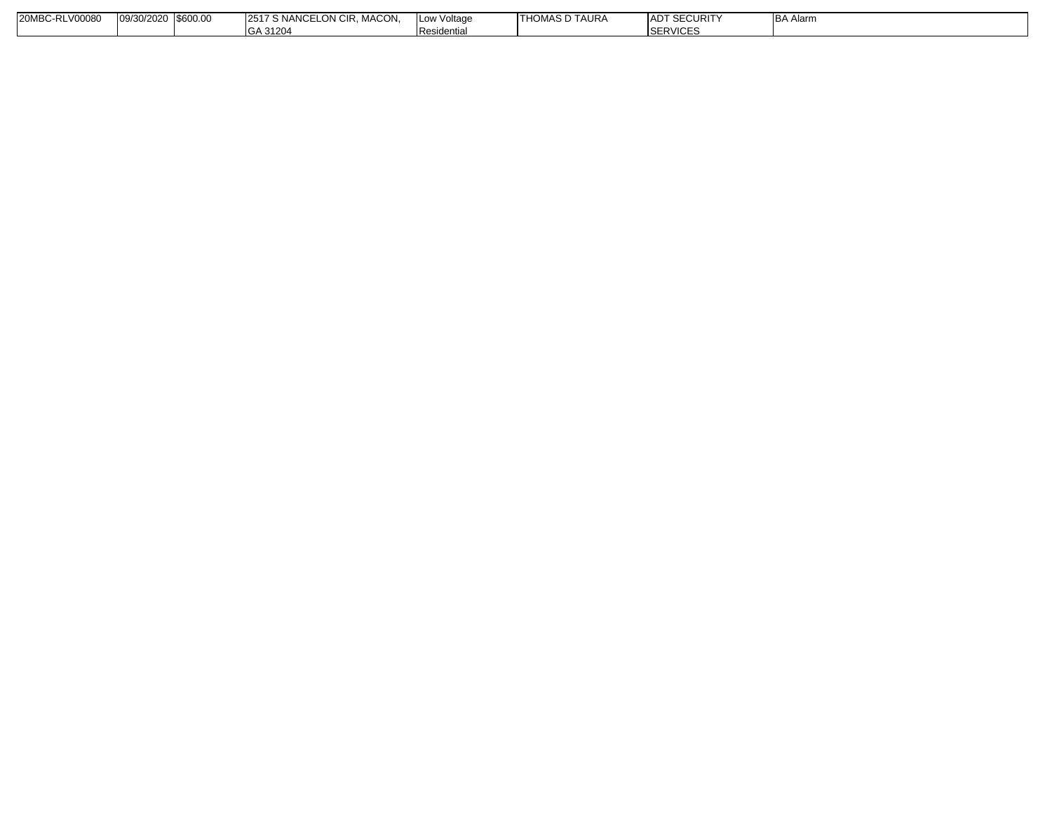| | | | | | | | |
|---|---|---|---|---|---|---|---|
| 20MBC-RLV00080 | 09/30/2020 | $600.00 | 2517 S NANCELON CIR, MACON, GA 31204 | Low Voltage Residential | THOMAS D TAURA | ADT SECURITY SERVICES | BA Alarm |